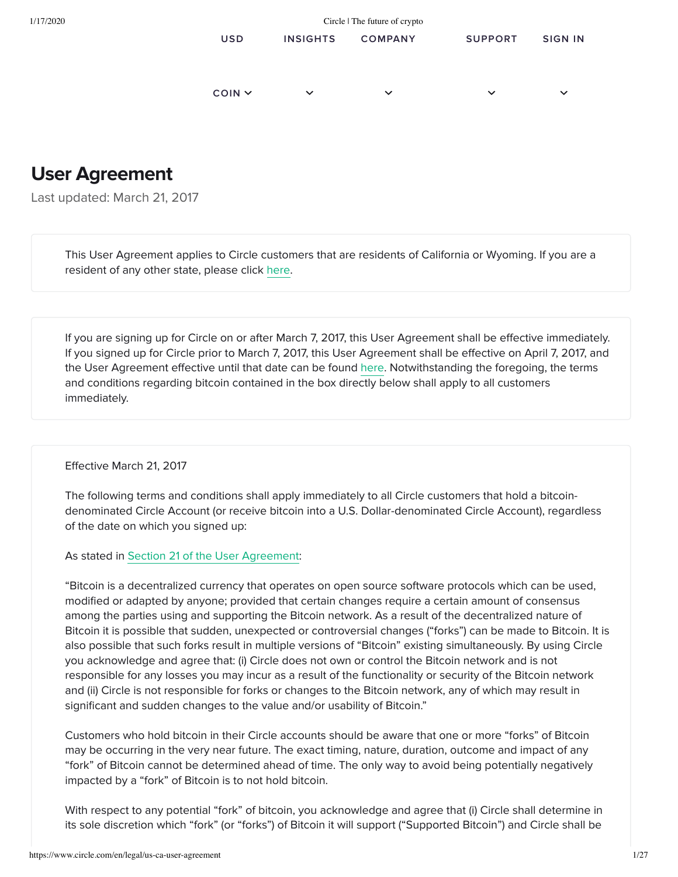USD COIN | INSIGHTS | COMPANY | SUPPORT | SIGN IN

# User Agreement

Last updated: March 21, 2017

This User Agreement applies to Circle customers that are residents of California or Wyoming. If you are a resident of any other state, please click here.

If you are signing up for Circle on or after March 7, 2017, this User Agreement shall be effective immediately. If you signed up for Circle prior to March 7, 2017, this User Agreement shall be effective on April 7, 2017, and the User Agreement effective until that date can be found here. Notwithstanding the foregoing, the terms and conditions regarding bitcoin contained in the box directly below shall apply to all customers immediately.

Effective March 21, 2017

The following terms and conditions shall apply immediately to all Circle customers that hold a bitcoin-denominated Circle Account (or receive bitcoin into a U.S. Dollar-denominated Circle Account), regardless of the date on which you signed up:

As stated in Section 21 of the User Agreement:

"Bitcoin is a decentralized currency that operates on open source software protocols which can be used, modified or adapted by anyone; provided that certain changes require a certain amount of consensus among the parties using and supporting the Bitcoin network. As a result of the decentralized nature of Bitcoin it is possible that sudden, unexpected or controversial changes ("forks") can be made to Bitcoin. It is also possible that such forks result in multiple versions of "Bitcoin" existing simultaneously. By using Circle you acknowledge and agree that: (i) Circle does not own or control the Bitcoin network and is not responsible for any losses you may incur as a result of the functionality or security of the Bitcoin network and (ii) Circle is not responsible for forks or changes to the Bitcoin network, any of which may result in significant and sudden changes to the value and/or usability of Bitcoin."

Customers who hold bitcoin in their Circle accounts should be aware that one or more "forks" of Bitcoin may be occurring in the very near future. The exact timing, nature, duration, outcome and impact of any "fork" of Bitcoin cannot be determined ahead of time. The only way to avoid being potentially negatively impacted by a "fork" of Bitcoin is to not hold bitcoin.

With respect to any potential "fork" of bitcoin, you acknowledge and agree that (i) Circle shall determine in its sole discretion which "fork" (or "forks") of Bitcoin it will support ("Supported Bitcoin") and Circle shall be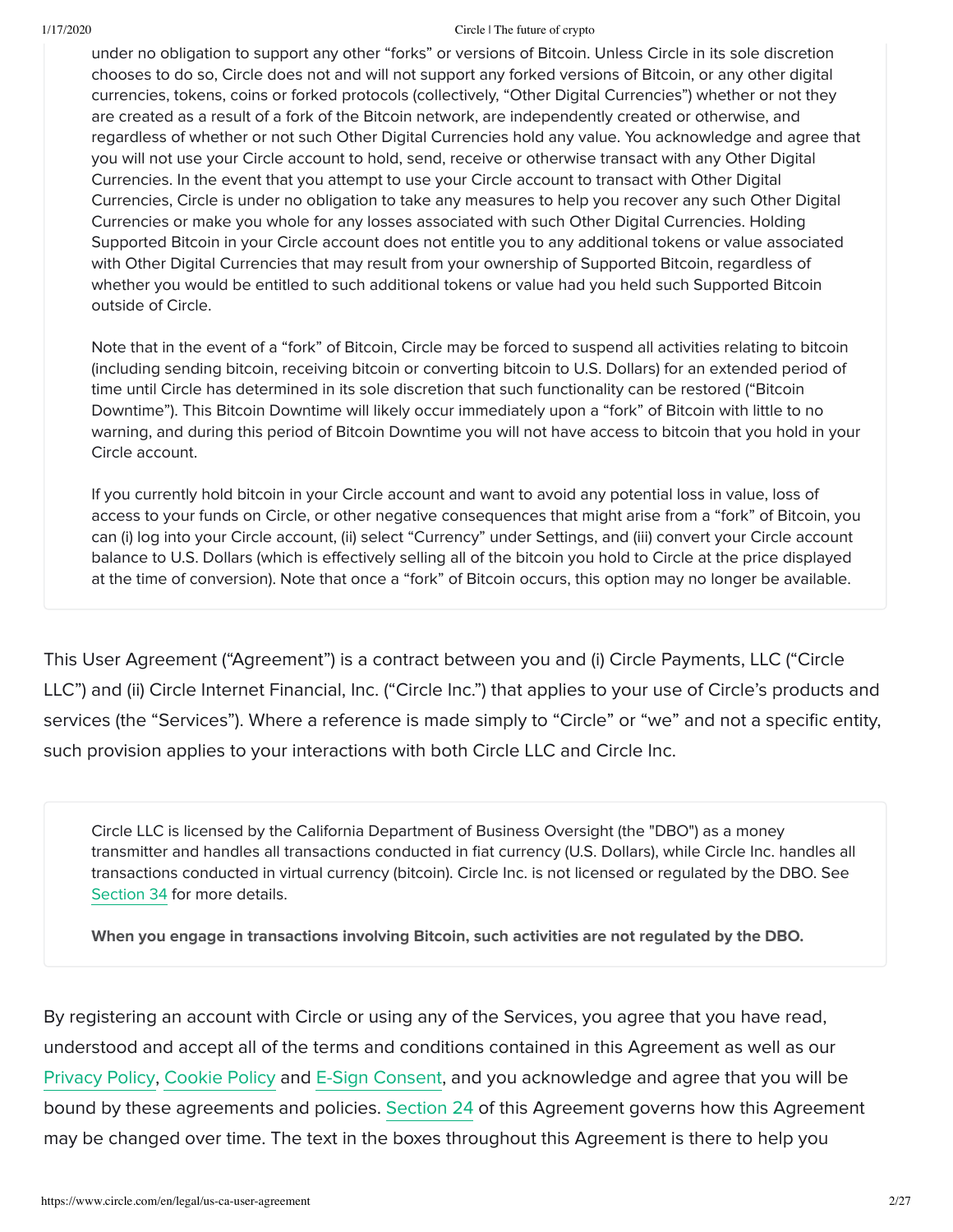under no obligation to support any other "forks" or versions of Bitcoin. Unless Circle in its sole discretion chooses to do so, Circle does not and will not support any forked versions of Bitcoin, or any other digital currencies, tokens, coins or forked protocols (collectively, "Other Digital Currencies") whether or not they are created as a result of a fork of the Bitcoin network, are independently created or otherwise, and regardless of whether or not such Other Digital Currencies hold any value. You acknowledge and agree that you will not use your Circle account to hold, send, receive or otherwise transact with any Other Digital Currencies. In the event that you attempt to use your Circle account to transact with Other Digital Currencies, Circle is under no obligation to take any measures to help you recover any such Other Digital Currencies or make you whole for any losses associated with such Other Digital Currencies. Holding Supported Bitcoin in your Circle account does not entitle you to any additional tokens or value associated with Other Digital Currencies that may result from your ownership of Supported Bitcoin, regardless of whether you would be entitled to such additional tokens or value had you held such Supported Bitcoin outside of Circle.

Note that in the event of a "fork" of Bitcoin, Circle may be forced to suspend all activities relating to bitcoin (including sending bitcoin, receiving bitcoin or converting bitcoin to U.S. Dollars) for an extended period of time until Circle has determined in its sole discretion that such functionality can be restored ("Bitcoin Downtime"). This Bitcoin Downtime will likely occur immediately upon a "fork" of Bitcoin with little to no warning, and during this period of Bitcoin Downtime you will not have access to bitcoin that you hold in your Circle account.

If you currently hold bitcoin in your Circle account and want to avoid any potential loss in value, loss of access to your funds on Circle, or other negative consequences that might arise from a "fork" of Bitcoin, you can (i) log into your Circle account, (ii) select "Currency" under Settings, and (iii) convert your Circle account balance to U.S. Dollars (which is effectively selling all of the bitcoin you hold to Circle at the price displayed at the time of conversion). Note that once a "fork" of Bitcoin occurs, this option may no longer be available.

This User Agreement ("Agreement") is a contract between you and (i) Circle Payments, LLC ("Circle LLC") and (ii) Circle Internet Financial, Inc. ("Circle Inc.") that applies to your use of Circle's products and services (the "Services"). Where a reference is made simply to "Circle" or "we" and not a specific entity, such provision applies to your interactions with both Circle LLC and Circle Inc.

Circle LLC is licensed by the California Department of Business Oversight (the "DBO") as a money transmitter and handles all transactions conducted in fiat currency (U.S. Dollars), while Circle Inc. handles all transactions conducted in virtual currency (bitcoin). Circle Inc. is not licensed or regulated by the DBO. See Section 34 for more details.

**When you engage in transactions involving Bitcoin, such activities are not regulated by the DBO.**

By registering an account with Circle or using any of the Services, you agree that you have read, understood and accept all of the terms and conditions contained in this Agreement as well as our Privacy Policy, Cookie Policy and E-Sign Consent, and you acknowledge and agree that you will be bound by these agreements and policies. Section 24 of this Agreement governs how this Agreement may be changed over time. The text in the boxes throughout this Agreement is there to help you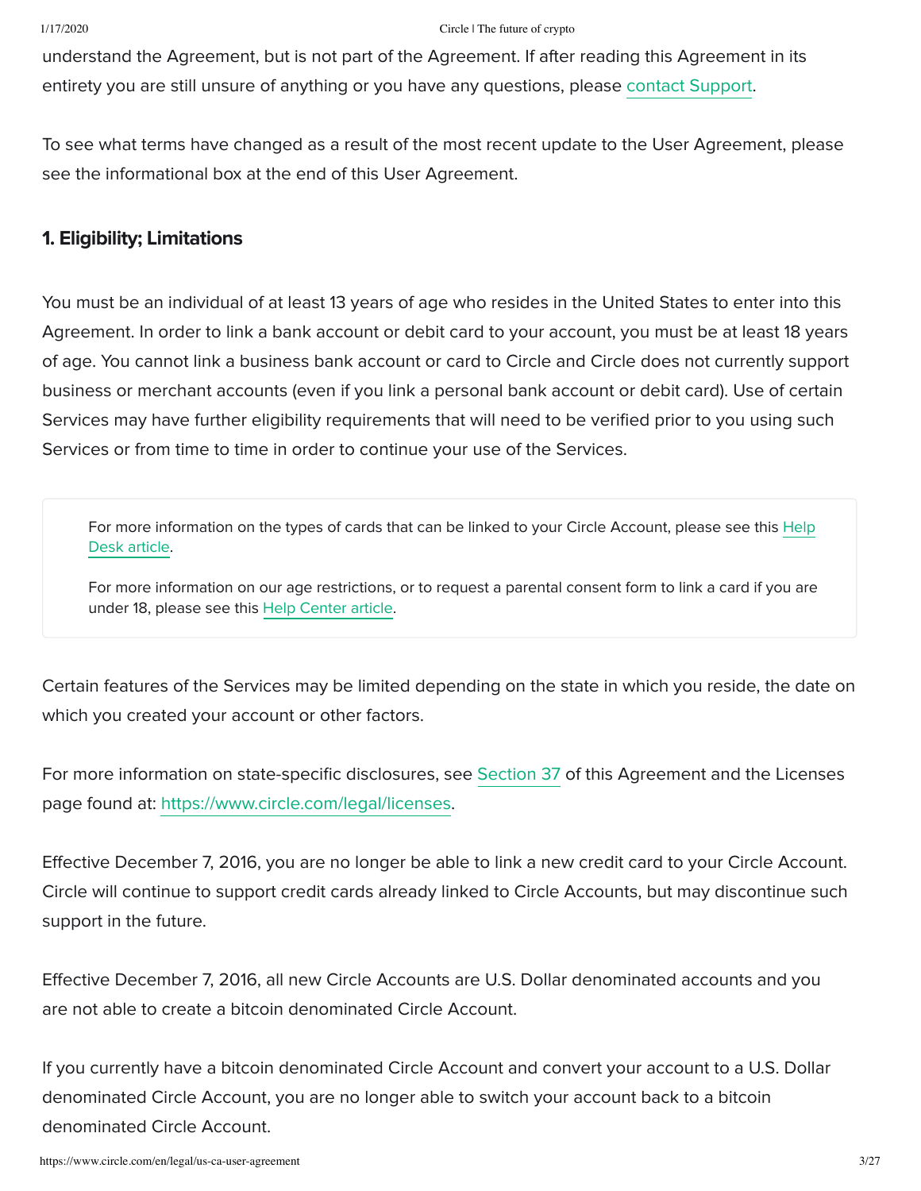understand the Agreement, but is not part of the Agreement. If after reading this Agreement in its entirety you are still unsure of anything or you have any questions, please contact Support.

To see what terms have changed as a result of the most recent update to the User Agreement, please see the informational box at the end of this User Agreement.

## 1. Eligibility; Limitations

You must be an individual of at least 13 years of age who resides in the United States to enter into this Agreement. In order to link a bank account or debit card to your account, you must be at least 18 years of age. You cannot link a business bank account or card to Circle and Circle does not currently support business or merchant accounts (even if you link a personal bank account or debit card). Use of certain Services may have further eligibility requirements that will need to be verified prior to you using such Services or from time to time in order to continue your use of the Services.

> For more information on the types of cards that can be linked to your Circle Account, please see this Help Desk article.
>
> For more information on our age restrictions, or to request a parental consent form to link a card if you are under 18, please see this Help Center article.

Certain features of the Services may be limited depending on the state in which you reside, the date on which you created your account or other factors.

For more information on state-specific disclosures, see Section 37 of this Agreement and the Licenses page found at: https://www.circle.com/legal/licenses.

Effective December 7, 2016, you are no longer be able to link a new credit card to your Circle Account. Circle will continue to support credit cards already linked to Circle Accounts, but may discontinue such support in the future.

Effective December 7, 2016, all new Circle Accounts are U.S. Dollar denominated accounts and you are not able to create a bitcoin denominated Circle Account.

If you currently have a bitcoin denominated Circle Account and convert your account to a U.S. Dollar denominated Circle Account, you are no longer able to switch your account back to a bitcoin denominated Circle Account.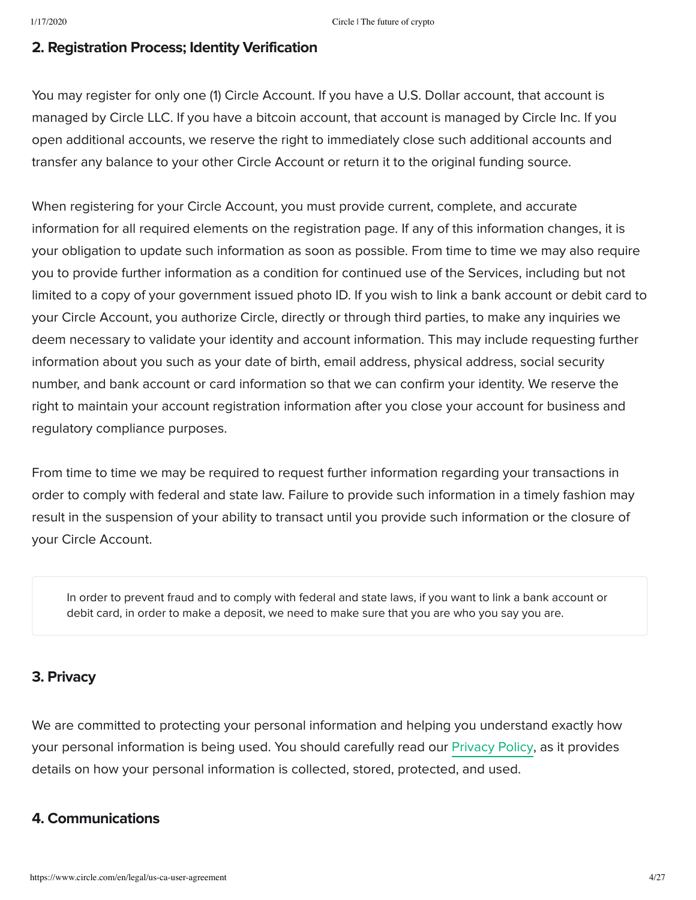## 2. Registration Process; Identity Verification

You may register for only one (1) Circle Account. If you have a U.S. Dollar account, that account is managed by Circle LLC. If you have a bitcoin account, that account is managed by Circle Inc. If you open additional accounts, we reserve the right to immediately close such additional accounts and transfer any balance to your other Circle Account or return it to the original funding source.

When registering for your Circle Account, you must provide current, complete, and accurate information for all required elements on the registration page. If any of this information changes, it is your obligation to update such information as soon as possible. From time to time we may also require you to provide further information as a condition for continued use of the Services, including but not limited to a copy of your government issued photo ID. If you wish to link a bank account or debit card to your Circle Account, you authorize Circle, directly or through third parties, to make any inquiries we deem necessary to validate your identity and account information. This may include requesting further information about you such as your date of birth, email address, physical address, social security number, and bank account or card information so that we can confirm your identity. We reserve the right to maintain your account registration information after you close your account for business and regulatory compliance purposes.

From time to time we may be required to request further information regarding your transactions in order to comply with federal and state law. Failure to provide such information in a timely fashion may result in the suspension of your ability to transact until you provide such information or the closure of your Circle Account.

> In order to prevent fraud and to comply with federal and state laws, if you want to link a bank account or debit card, in order to make a deposit, we need to make sure that you are who you say you are.

## 3. Privacy

We are committed to protecting your personal information and helping you understand exactly how your personal information is being used. You should carefully read our Privacy Policy, as it provides details on how your personal information is collected, stored, protected, and used.

## 4. Communications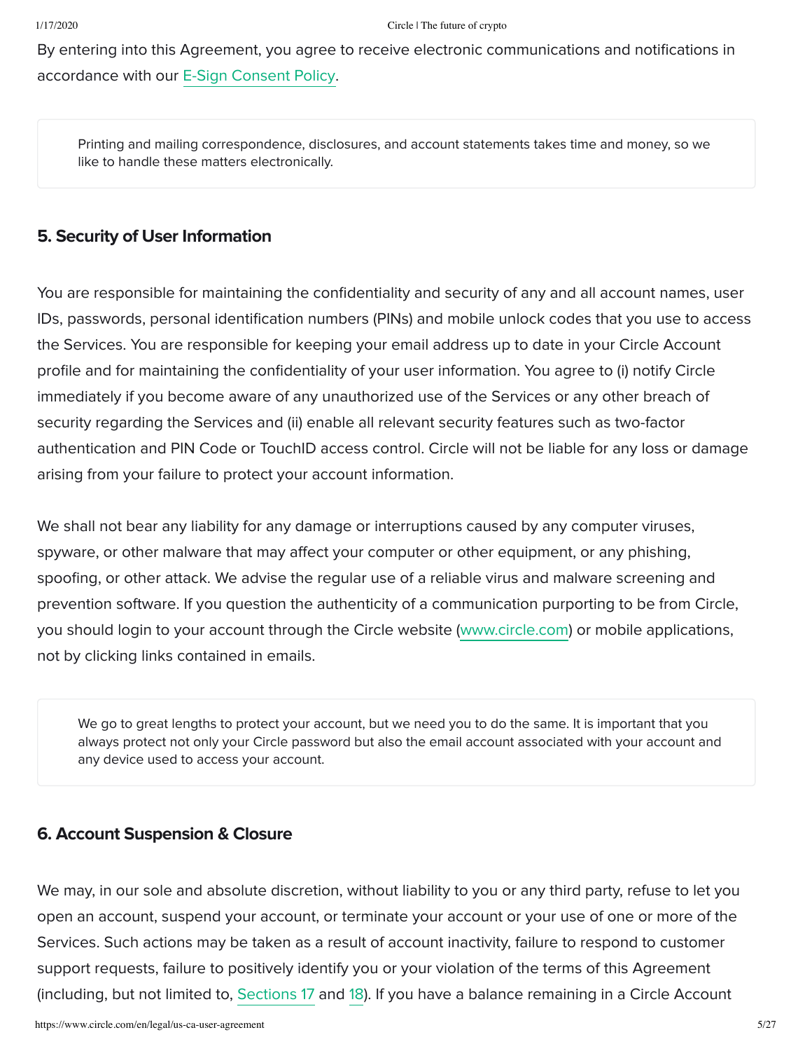By entering into this Agreement, you agree to receive electronic communications and notifications in accordance with our E-Sign Consent Policy.

> Printing and mailing correspondence, disclosures, and account statements takes time and money, so we like to handle these matters electronically.

## 5. Security of User Information

You are responsible for maintaining the confidentiality and security of any and all account names, user IDs, passwords, personal identification numbers (PINs) and mobile unlock codes that you use to access the Services. You are responsible for keeping your email address up to date in your Circle Account profile and for maintaining the confidentiality of your user information. You agree to (i) notify Circle immediately if you become aware of any unauthorized use of the Services or any other breach of security regarding the Services and (ii) enable all relevant security features such as two-factor authentication and PIN Code or TouchID access control. Circle will not be liable for any loss or damage arising from your failure to protect your account information.

We shall not bear any liability for any damage or interruptions caused by any computer viruses, spyware, or other malware that may affect your computer or other equipment, or any phishing, spoofing, or other attack. We advise the regular use of a reliable virus and malware screening and prevention software. If you question the authenticity of a communication purporting to be from Circle, you should login to your account through the Circle website (www.circle.com) or mobile applications, not by clicking links contained in emails.

> We go to great lengths to protect your account, but we need you to do the same. It is important that you always protect not only your Circle password but also the email account associated with your account and any device used to access your account.

## 6. Account Suspension & Closure

We may, in our sole and absolute discretion, without liability to you or any third party, refuse to let you open an account, suspend your account, or terminate your account or your use of one or more of the Services. Such actions may be taken as a result of account inactivity, failure to respond to customer support requests, failure to positively identify you or your violation of the terms of this Agreement (including, but not limited to, Sections 17 and 18). If you have a balance remaining in a Circle Account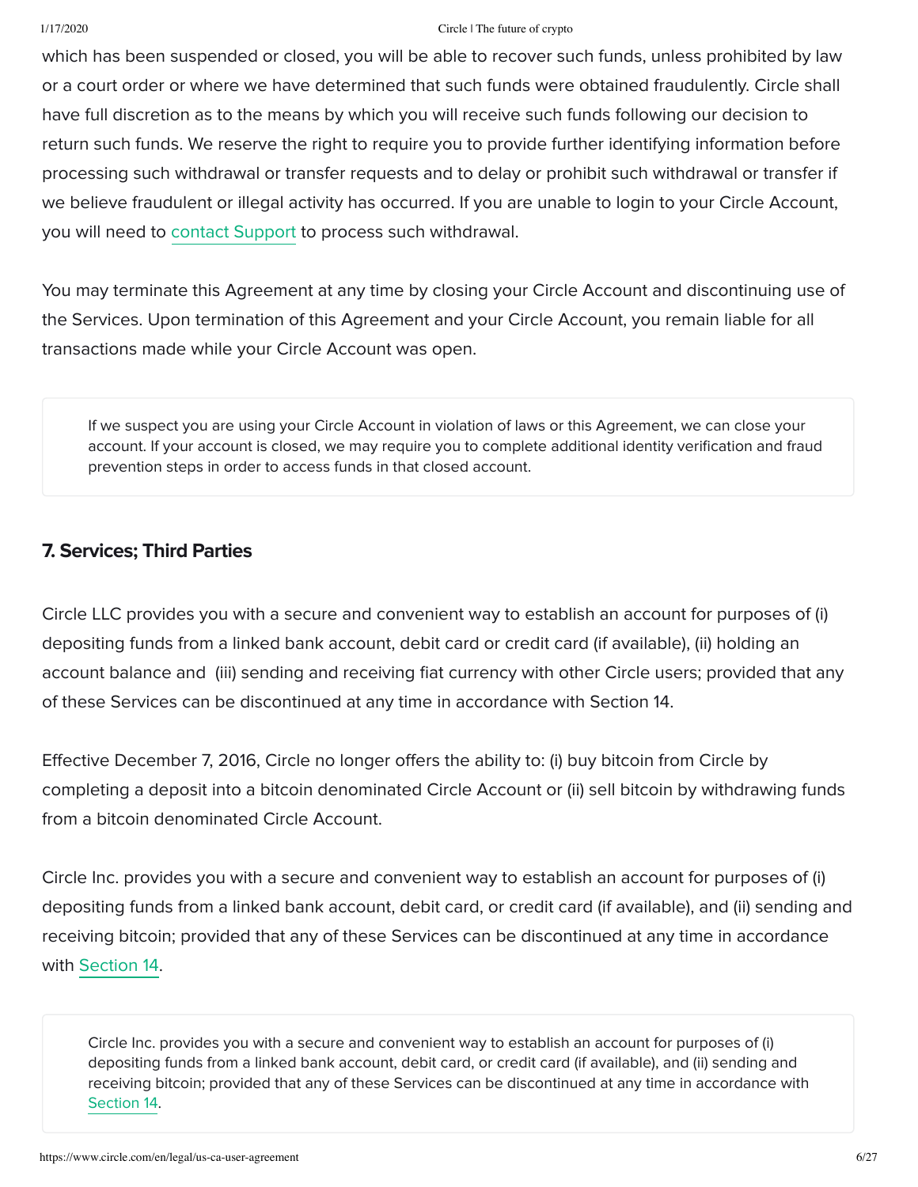which has been suspended or closed, you will be able to recover such funds, unless prohibited by law or a court order or where we have determined that such funds were obtained fraudulently. Circle shall have full discretion as to the means by which you will receive such funds following our decision to return such funds. We reserve the right to require you to provide further identifying information before processing such withdrawal or transfer requests and to delay or prohibit such withdrawal or transfer if we believe fraudulent or illegal activity has occurred. If you are unable to login to your Circle Account, you will need to contact Support to process such withdrawal.

You may terminate this Agreement at any time by closing your Circle Account and discontinuing use of the Services. Upon termination of this Agreement and your Circle Account, you remain liable for all transactions made while your Circle Account was open.

> If we suspect you are using your Circle Account in violation of laws or this Agreement, we can close your account. If your account is closed, we may require you to complete additional identity verification and fraud prevention steps in order to access funds in that closed account.

### 7. Services; Third Parties

Circle LLC provides you with a secure and convenient way to establish an account for purposes of (i) depositing funds from a linked bank account, debit card or credit card (if available), (ii) holding an account balance and (iii) sending and receiving fiat currency with other Circle users; provided that any of these Services can be discontinued at any time in accordance with Section 14.

Effective December 7, 2016, Circle no longer offers the ability to: (i) buy bitcoin from Circle by completing a deposit into a bitcoin denominated Circle Account or (ii) sell bitcoin by withdrawing funds from a bitcoin denominated Circle Account.

Circle Inc. provides you with a secure and convenient way to establish an account for purposes of (i) depositing funds from a linked bank account, debit card, or credit card (if available), and (ii) sending and receiving bitcoin; provided that any of these Services can be discontinued at any time in accordance with Section 14.

> Circle Inc. provides you with a secure and convenient way to establish an account for purposes of (i) depositing funds from a linked bank account, debit card, or credit card (if available), and (ii) sending and receiving bitcoin; provided that any of these Services can be discontinued at any time in accordance with Section 14.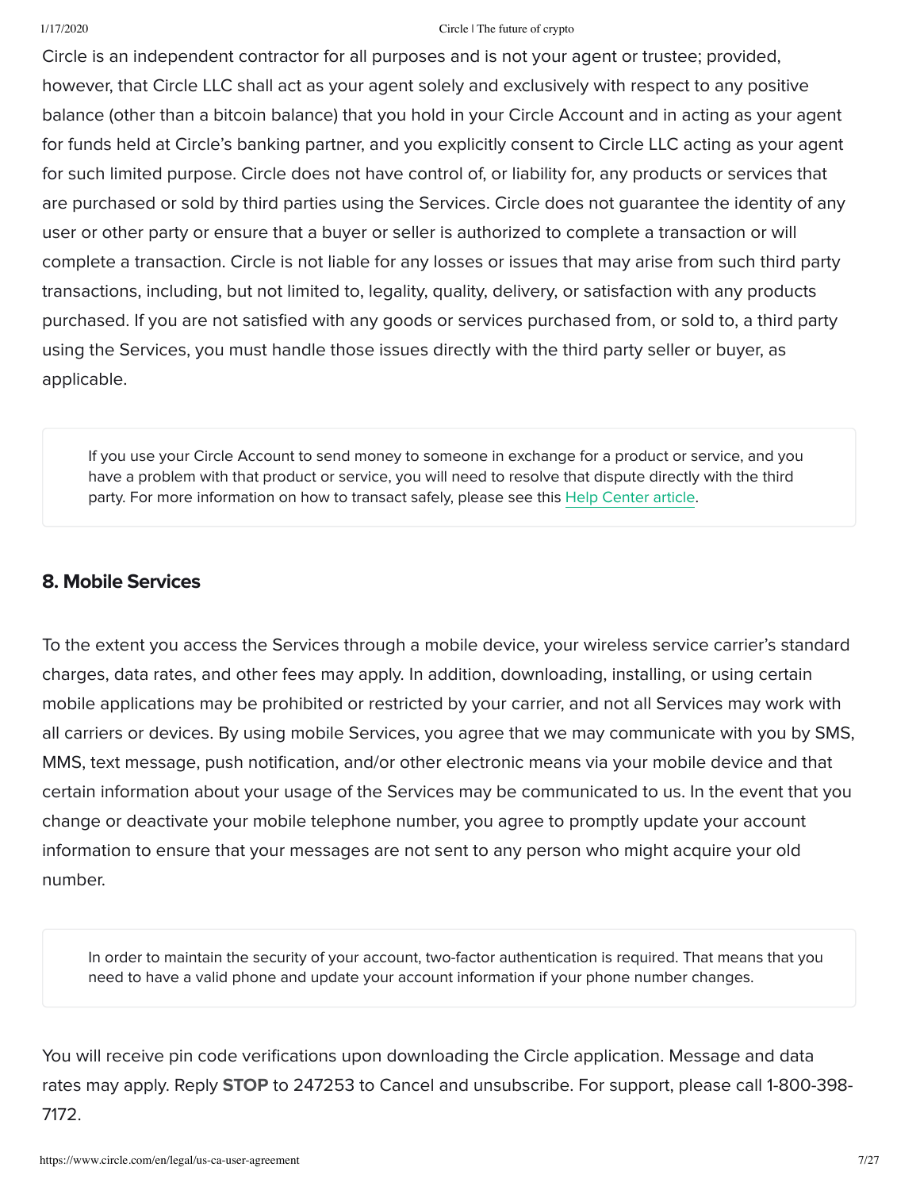Circle is an independent contractor for all purposes and is not your agent or trustee; provided, however, that Circle LLC shall act as your agent solely and exclusively with respect to any positive balance (other than a bitcoin balance) that you hold in your Circle Account and in acting as your agent for funds held at Circle's banking partner, and you explicitly consent to Circle LLC acting as your agent for such limited purpose. Circle does not have control of, or liability for, any products or services that are purchased or sold by third parties using the Services. Circle does not guarantee the identity of any user or other party or ensure that a buyer or seller is authorized to complete a transaction or will complete a transaction. Circle is not liable for any losses or issues that may arise from such third party transactions, including, but not limited to, legality, quality, delivery, or satisfaction with any products purchased. If you are not satisfied with any goods or services purchased from, or sold to, a third party using the Services, you must handle those issues directly with the third party seller or buyer, as applicable.

> If you use your Circle Account to send money to someone in exchange for a product or service, and you have a problem with that product or service, you will need to resolve that dispute directly with the third party. For more information on how to transact safely, please see this Help Center article.

## 8. Mobile Services

To the extent you access the Services through a mobile device, your wireless service carrier's standard charges, data rates, and other fees may apply. In addition, downloading, installing, or using certain mobile applications may be prohibited or restricted by your carrier, and not all Services may work with all carriers or devices. By using mobile Services, you agree that we may communicate with you by SMS, MMS, text message, push notification, and/or other electronic means via your mobile device and that certain information about your usage of the Services may be communicated to us. In the event that you change or deactivate your mobile telephone number, you agree to promptly update your account information to ensure that your messages are not sent to any person who might acquire your old number.

> In order to maintain the security of your account, two-factor authentication is required. That means that you need to have a valid phone and update your account information if your phone number changes.

You will receive pin code verifications upon downloading the Circle application. Message and data rates may apply. Reply **STOP** to 247253 to Cancel and unsubscribe. For support, please call 1-800-398-7172.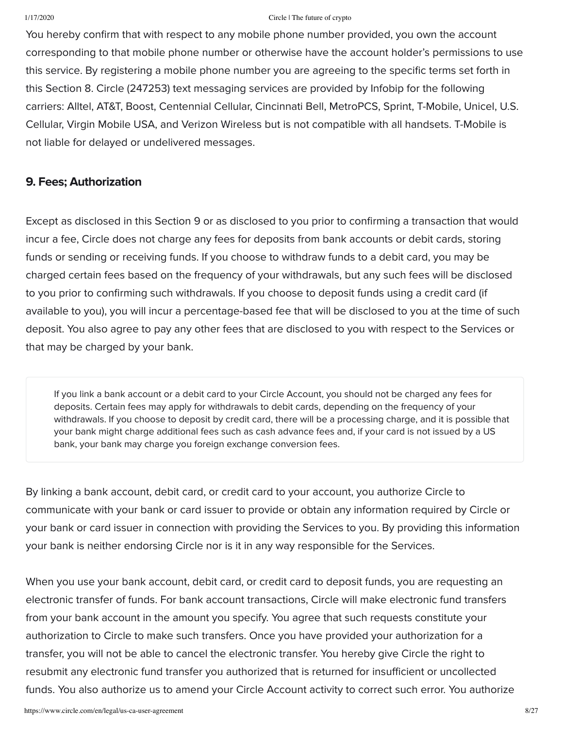You hereby confirm that with respect to any mobile phone number provided, you own the account corresponding to that mobile phone number or otherwise have the account holder's permissions to use this service. By registering a mobile phone number you are agreeing to the specific terms set forth in this Section 8. Circle (247253) text messaging services are provided by Infobip for the following carriers: Alltel, AT&T, Boost, Centennial Cellular, Cincinnati Bell, MetroPCS, Sprint, T-Mobile, Unicel, U.S. Cellular, Virgin Mobile USA, and Verizon Wireless but is not compatible with all handsets. T-Mobile is not liable for delayed or undelivered messages.

## 9. Fees; Authorization

Except as disclosed in this Section 9 or as disclosed to you prior to confirming a transaction that would incur a fee, Circle does not charge any fees for deposits from bank accounts or debit cards, storing funds or sending or receiving funds. If you choose to withdraw funds to a debit card, you may be charged certain fees based on the frequency of your withdrawals, but any such fees will be disclosed to you prior to confirming such withdrawals. If you choose to deposit funds using a credit card (if available to you), you will incur a percentage-based fee that will be disclosed to you at the time of such deposit. You also agree to pay any other fees that are disclosed to you with respect to the Services or that may be charged by your bank.

> If you link a bank account or a debit card to your Circle Account, you should not be charged any fees for deposits. Certain fees may apply for withdrawals to debit cards, depending on the frequency of your withdrawals. If you choose to deposit by credit card, there will be a processing charge, and it is possible that your bank might charge additional fees such as cash advance fees and, if your card is not issued by a US bank, your bank may charge you foreign exchange conversion fees.

By linking a bank account, debit card, or credit card to your account, you authorize Circle to communicate with your bank or card issuer to provide or obtain any information required by Circle or your bank or card issuer in connection with providing the Services to you. By providing this information your bank is neither endorsing Circle nor is it in any way responsible for the Services.

When you use your bank account, debit card, or credit card to deposit funds, you are requesting an electronic transfer of funds. For bank account transactions, Circle will make electronic fund transfers from your bank account in the amount you specify. You agree that such requests constitute your authorization to Circle to make such transfers. Once you have provided your authorization for a transfer, you will not be able to cancel the electronic transfer. You hereby give Circle the right to resubmit any electronic fund transfer you authorized that is returned for insufficient or uncollected funds. You also authorize us to amend your Circle Account activity to correct such error. You authorize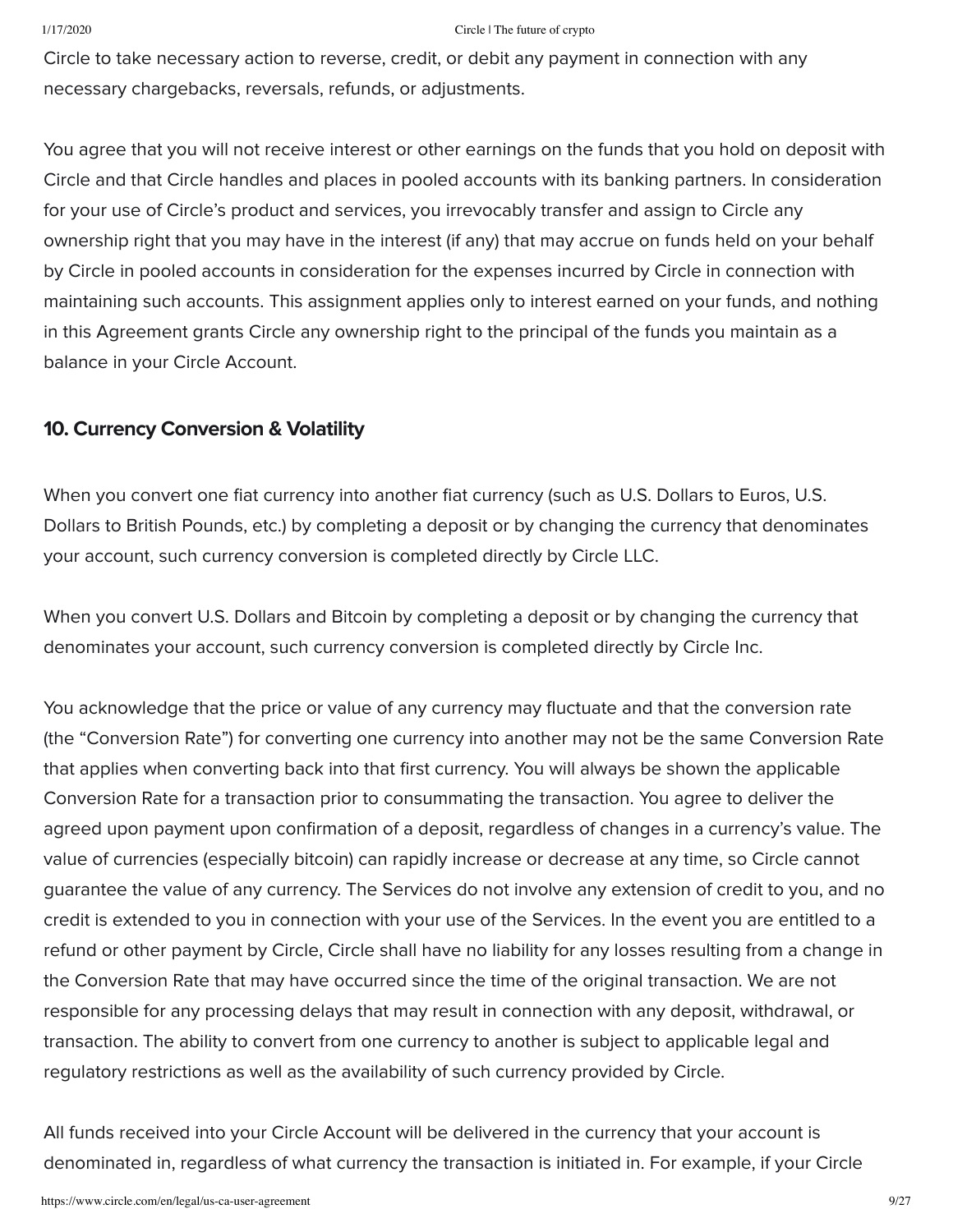Circle to take necessary action to reverse, credit, or debit any payment in connection with any necessary chargebacks, reversals, refunds, or adjustments.

You agree that you will not receive interest or other earnings on the funds that you hold on deposit with Circle and that Circle handles and places in pooled accounts with its banking partners. In consideration for your use of Circle's product and services, you irrevocably transfer and assign to Circle any ownership right that you may have in the interest (if any) that may accrue on funds held on your behalf by Circle in pooled accounts in consideration for the expenses incurred by Circle in connection with maintaining such accounts. This assignment applies only to interest earned on your funds, and nothing in this Agreement grants Circle any ownership right to the principal of the funds you maintain as a balance in your Circle Account.

## 10. Currency Conversion & Volatility

When you convert one fiat currency into another fiat currency (such as U.S. Dollars to Euros, U.S. Dollars to British Pounds, etc.) by completing a deposit or by changing the currency that denominates your account, such currency conversion is completed directly by Circle LLC.

When you convert U.S. Dollars and Bitcoin by completing a deposit or by changing the currency that denominates your account, such currency conversion is completed directly by Circle Inc.

You acknowledge that the price or value of any currency may fluctuate and that the conversion rate (the "Conversion Rate") for converting one currency into another may not be the same Conversion Rate that applies when converting back into that first currency. You will always be shown the applicable Conversion Rate for a transaction prior to consummating the transaction. You agree to deliver the agreed upon payment upon confirmation of a deposit, regardless of changes in a currency's value. The value of currencies (especially bitcoin) can rapidly increase or decrease at any time, so Circle cannot guarantee the value of any currency. The Services do not involve any extension of credit to you, and no credit is extended to you in connection with your use of the Services. In the event you are entitled to a refund or other payment by Circle, Circle shall have no liability for any losses resulting from a change in the Conversion Rate that may have occurred since the time of the original transaction. We are not responsible for any processing delays that may result in connection with any deposit, withdrawal, or transaction. The ability to convert from one currency to another is subject to applicable legal and regulatory restrictions as well as the availability of such currency provided by Circle.

All funds received into your Circle Account will be delivered in the currency that your account is denominated in, regardless of what currency the transaction is initiated in. For example, if your Circle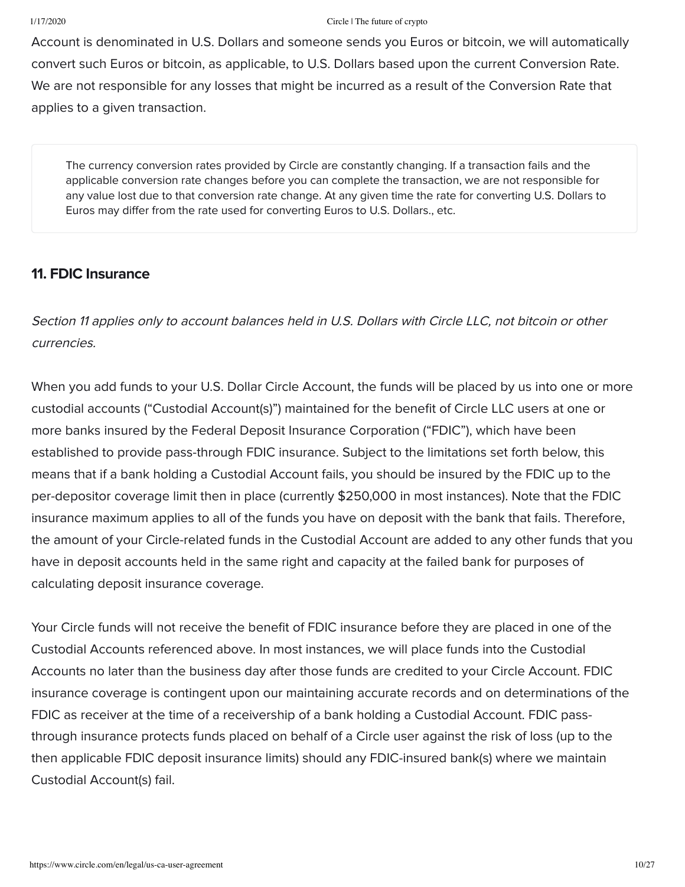Account is denominated in U.S. Dollars and someone sends you Euros or bitcoin, we will automatically convert such Euros or bitcoin, as applicable, to U.S. Dollars based upon the current Conversion Rate. We are not responsible for any losses that might be incurred as a result of the Conversion Rate that applies to a given transaction.

> The currency conversion rates provided by Circle are constantly changing. If a transaction fails and the applicable conversion rate changes before you can complete the transaction, we are not responsible for any value lost due to that conversion rate change. At any given time the rate for converting U.S. Dollars to Euros may differ from the rate used for converting Euros to U.S. Dollars., etc.

## 11. FDIC Insurance

*Section 11 applies only to account balances held in U.S. Dollars with Circle LLC, not bitcoin or other currencies.*

When you add funds to your U.S. Dollar Circle Account, the funds will be placed by us into one or more custodial accounts ("Custodial Account(s)") maintained for the benefit of Circle LLC users at one or more banks insured by the Federal Deposit Insurance Corporation ("FDIC"), which have been established to provide pass-through FDIC insurance. Subject to the limitations set forth below, this means that if a bank holding a Custodial Account fails, you should be insured by the FDIC up to the per-depositor coverage limit then in place (currently $250,000 in most instances). Note that the FDIC insurance maximum applies to all of the funds you have on deposit with the bank that fails. Therefore, the amount of your Circle-related funds in the Custodial Account are added to any other funds that you have in deposit accounts held in the same right and capacity at the failed bank for purposes of calculating deposit insurance coverage.

Your Circle funds will not receive the benefit of FDIC insurance before they are placed in one of the Custodial Accounts referenced above. In most instances, we will place funds into the Custodial Accounts no later than the business day after those funds are credited to your Circle Account. FDIC insurance coverage is contingent upon our maintaining accurate records and on determinations of the FDIC as receiver at the time of a receivership of a bank holding a Custodial Account. FDIC pass-through insurance protects funds placed on behalf of a Circle user against the risk of loss (up to the then applicable FDIC deposit insurance limits) should any FDIC-insured bank(s) where we maintain Custodial Account(s) fail.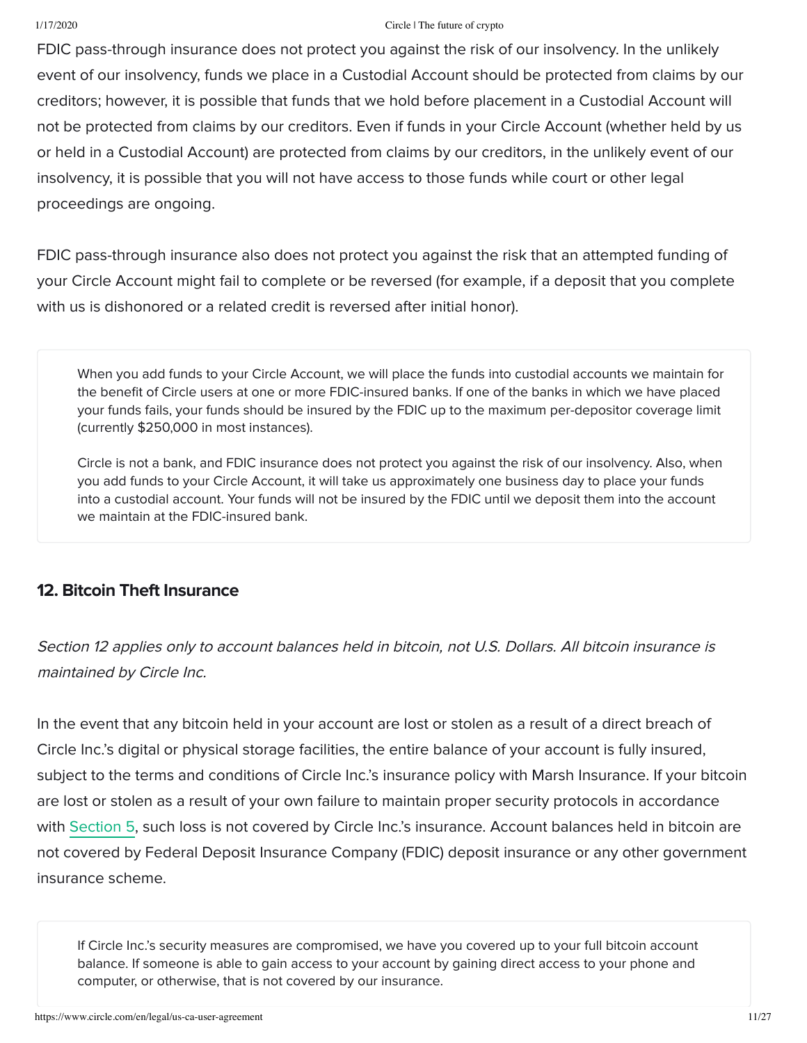FDIC pass-through insurance does not protect you against the risk of our insolvency. In the unlikely event of our insolvency, funds we place in a Custodial Account should be protected from claims by our creditors; however, it is possible that funds that we hold before placement in a Custodial Account will not be protected from claims by our creditors. Even if funds in your Circle Account (whether held by us or held in a Custodial Account) are protected from claims by our creditors, in the unlikely event of our insolvency, it is possible that you will not have access to those funds while court or other legal proceedings are ongoing.

FDIC pass-through insurance also does not protect you against the risk that an attempted funding of your Circle Account might fail to complete or be reversed (for example, if a deposit that you complete with us is dishonored or a related credit is reversed after initial honor).

> When you add funds to your Circle Account, we will place the funds into custodial accounts we maintain for the benefit of Circle users at one or more FDIC-insured banks. If one of the banks in which we have placed your funds fails, your funds should be insured by the FDIC up to the maximum per-depositor coverage limit (currently $250,000 in most instances).
>
> Circle is not a bank, and FDIC insurance does not protect you against the risk of our insolvency. Also, when you add funds to your Circle Account, it will take us approximately one business day to place your funds into a custodial account. Your funds will not be insured by the FDIC until we deposit them into the account we maintain at the FDIC-insured bank.

## 12. Bitcoin Theft Insurance

*Section 12 applies only to account balances held in bitcoin, not U.S. Dollars. All bitcoin insurance is maintained by Circle Inc.*

In the event that any bitcoin held in your account are lost or stolen as a result of a direct breach of Circle Inc.'s digital or physical storage facilities, the entire balance of your account is fully insured, subject to the terms and conditions of Circle Inc.'s insurance policy with Marsh Insurance. If your bitcoin are lost or stolen as a result of your own failure to maintain proper security protocols in accordance with Section 5, such loss is not covered by Circle Inc.'s insurance. Account balances held in bitcoin are not covered by Federal Deposit Insurance Company (FDIC) deposit insurance or any other government insurance scheme.

> If Circle Inc.'s security measures are compromised, we have you covered up to your full bitcoin account balance. If someone is able to gain access to your account by gaining direct access to your phone and computer, or otherwise, that is not covered by our insurance.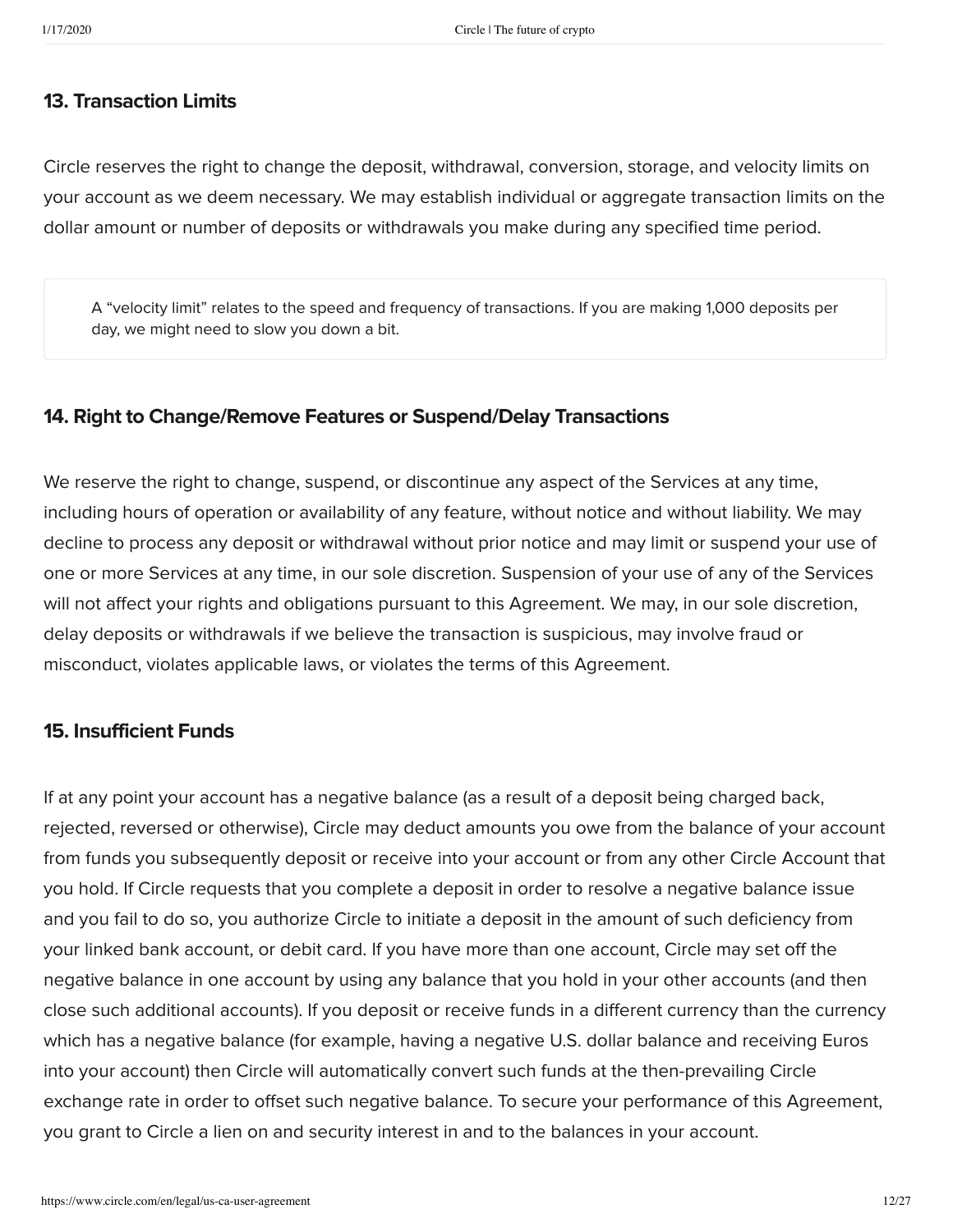## 13. Transaction Limits

Circle reserves the right to change the deposit, withdrawal, conversion, storage, and velocity limits on your account as we deem necessary. We may establish individual or aggregate transaction limits on the dollar amount or number of deposits or withdrawals you make during any specified time period.

> A "velocity limit" relates to the speed and frequency of transactions. If you are making 1,000 deposits per day, we might need to slow you down a bit.

## 14. Right to Change/Remove Features or Suspend/Delay Transactions

We reserve the right to change, suspend, or discontinue any aspect of the Services at any time, including hours of operation or availability of any feature, without notice and without liability. We may decline to process any deposit or withdrawal without prior notice and may limit or suspend your use of one or more Services at any time, in our sole discretion. Suspension of your use of any of the Services will not affect your rights and obligations pursuant to this Agreement. We may, in our sole discretion, delay deposits or withdrawals if we believe the transaction is suspicious, may involve fraud or misconduct, violates applicable laws, or violates the terms of this Agreement.

## 15. Insufficient Funds

If at any point your account has a negative balance (as a result of a deposit being charged back, rejected, reversed or otherwise), Circle may deduct amounts you owe from the balance of your account from funds you subsequently deposit or receive into your account or from any other Circle Account that you hold. If Circle requests that you complete a deposit in order to resolve a negative balance issue and you fail to do so, you authorize Circle to initiate a deposit in the amount of such deficiency from your linked bank account, or debit card. If you have more than one account, Circle may set off the negative balance in one account by using any balance that you hold in your other accounts (and then close such additional accounts). If you deposit or receive funds in a different currency than the currency which has a negative balance (for example, having a negative U.S. dollar balance and receiving Euros into your account) then Circle will automatically convert such funds at the then-prevailing Circle exchange rate in order to offset such negative balance. To secure your performance of this Agreement, you grant to Circle a lien on and security interest in and to the balances in your account.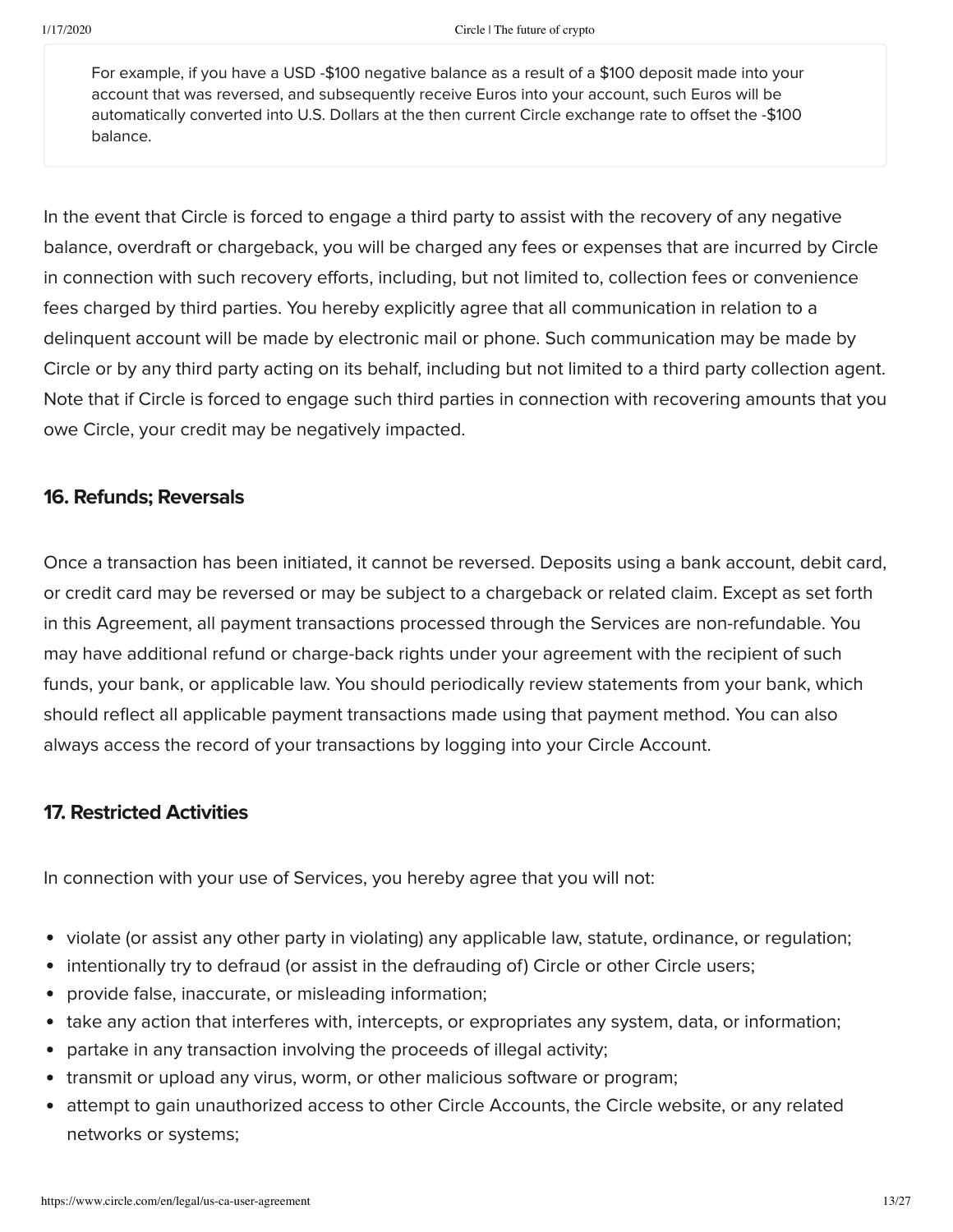> For example, if you have a USD -$100 negative balance as a result of a $100 deposit made into your account that was reversed, and subsequently receive Euros into your account, such Euros will be automatically converted into U.S. Dollars at the then current Circle exchange rate to offset the -$100 balance.

In the event that Circle is forced to engage a third party to assist with the recovery of any negative balance, overdraft or chargeback, you will be charged any fees or expenses that are incurred by Circle in connection with such recovery efforts, including, but not limited to, collection fees or convenience fees charged by third parties. You hereby explicitly agree that all communication in relation to a delinquent account will be made by electronic mail or phone. Such communication may be made by Circle or by any third party acting on its behalf, including but not limited to a third party collection agent. Note that if Circle is forced to engage such third parties in connection with recovering amounts that you owe Circle, your credit may be negatively impacted.

### 16. Refunds; Reversals

Once a transaction has been initiated, it cannot be reversed. Deposits using a bank account, debit card, or credit card may be reversed or may be subject to a chargeback or related claim. Except as set forth in this Agreement, all payment transactions processed through the Services are non-refundable. You may have additional refund or charge-back rights under your agreement with the recipient of such funds, your bank, or applicable law. You should periodically review statements from your bank, which should reflect all applicable payment transactions made using that payment method. You can also always access the record of your transactions by logging into your Circle Account.

### 17. Restricted Activities

In connection with your use of Services, you hereby agree that you will not:

- violate (or assist any other party in violating) any applicable law, statute, ordinance, or regulation;
- intentionally try to defraud (or assist in the defrauding of) Circle or other Circle users;
- provide false, inaccurate, or misleading information;
- take any action that interferes with, intercepts, or expropriates any system, data, or information;
- partake in any transaction involving the proceeds of illegal activity;
- transmit or upload any virus, worm, or other malicious software or program;
- attempt to gain unauthorized access to other Circle Accounts, the Circle website, or any related networks or systems;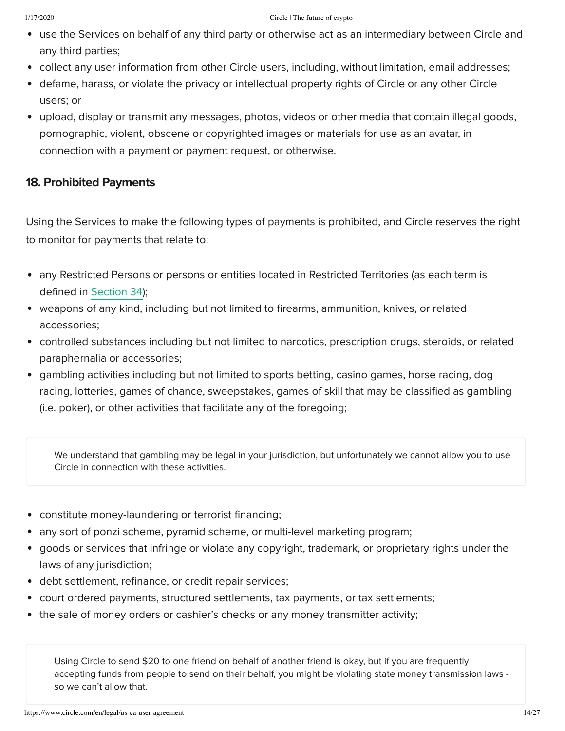- use the Services on behalf of any third party or otherwise act as an intermediary between Circle and any third parties;
- collect any user information from other Circle users, including, without limitation, email addresses;
- defame, harass, or violate the privacy or intellectual property rights of Circle or any other Circle users; or
- upload, display or transmit any messages, photos, videos or other media that contain illegal goods, pornographic, violent, obscene or copyrighted images or materials for use as an avatar, in connection with a payment or payment request, or otherwise.

## 18. Prohibited Payments

Using the Services to make the following types of payments is prohibited, and Circle reserves the right to monitor for payments that relate to:

- any Restricted Persons or persons or entities located in Restricted Territories (as each term is defined in Section 34);
- weapons of any kind, including but not limited to firearms, ammunition, knives, or related accessories;
- controlled substances including but not limited to narcotics, prescription drugs, steroids, or related paraphernalia or accessories;
- gambling activities including but not limited to sports betting, casino games, horse racing, dog racing, lotteries, games of chance, sweepstakes, games of skill that may be classified as gambling (i.e. poker), or other activities that facilitate any of the foregoing;

> We understand that gambling may be legal in your jurisdiction, but unfortunately we cannot allow you to use Circle in connection with these activities.

- constitute money-laundering or terrorist financing;
- any sort of ponzi scheme, pyramid scheme, or multi-level marketing program;
- goods or services that infringe or violate any copyright, trademark, or proprietary rights under the laws of any jurisdiction;
- debt settlement, refinance, or credit repair services;
- court ordered payments, structured settlements, tax payments, or tax settlements;
- the sale of money orders or cashier's checks or any money transmitter activity;

> Using Circle to send $20 to one friend on behalf of another friend is okay, but if you are frequently accepting funds from people to send on their behalf, you might be violating state money transmission laws - so we can't allow that.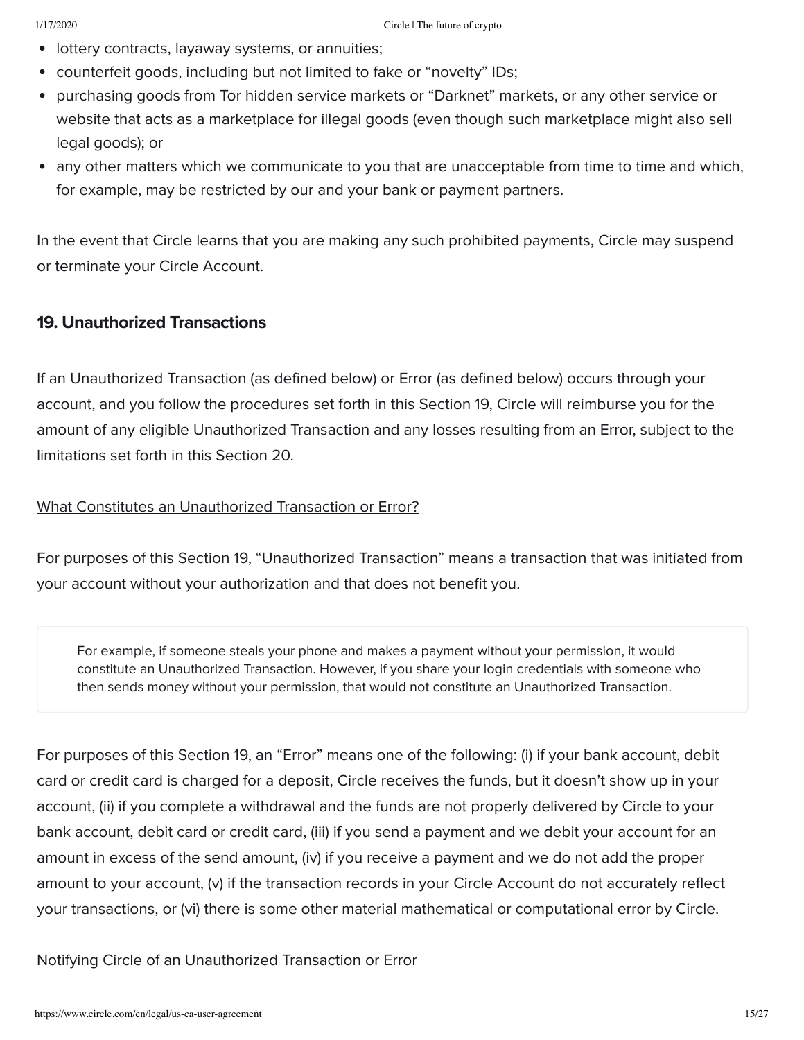- lottery contracts, layaway systems, or annuities;
- counterfeit goods, including but not limited to fake or "novelty" IDs;
- purchasing goods from Tor hidden service markets or "Darknet" markets, or any other service or website that acts as a marketplace for illegal goods (even though such marketplace might also sell legal goods); or
- any other matters which we communicate to you that are unacceptable from time to time and which, for example, may be restricted by our and your bank or payment partners.

In the event that Circle learns that you are making any such prohibited payments, Circle may suspend or terminate your Circle Account.

### 19. Unauthorized Transactions

If an Unauthorized Transaction (as defined below) or Error (as defined below) occurs through your account, and you follow the procedures set forth in this Section 19, Circle will reimburse you for the amount of any eligible Unauthorized Transaction and any losses resulting from an Error, subject to the limitations set forth in this Section 20.

What Constitutes an Unauthorized Transaction or Error?

For purposes of this Section 19, "Unauthorized Transaction" means a transaction that was initiated from your account without your authorization and that does not benefit you.

> For example, if someone steals your phone and makes a payment without your permission, it would constitute an Unauthorized Transaction. However, if you share your login credentials with someone who then sends money without your permission, that would not constitute an Unauthorized Transaction.

For purposes of this Section 19, an "Error" means one of the following: (i) if your bank account, debit card or credit card is charged for a deposit, Circle receives the funds, but it doesn't show up in your account, (ii) if you complete a withdrawal and the funds are not properly delivered by Circle to your bank account, debit card or credit card, (iii) if you send a payment and we debit your account for an amount in excess of the send amount, (iv) if you receive a payment and we do not add the proper amount to your account, (v) if the transaction records in your Circle Account do not accurately reflect your transactions, or (vi) there is some other material mathematical or computational error by Circle.

Notifying Circle of an Unauthorized Transaction or Error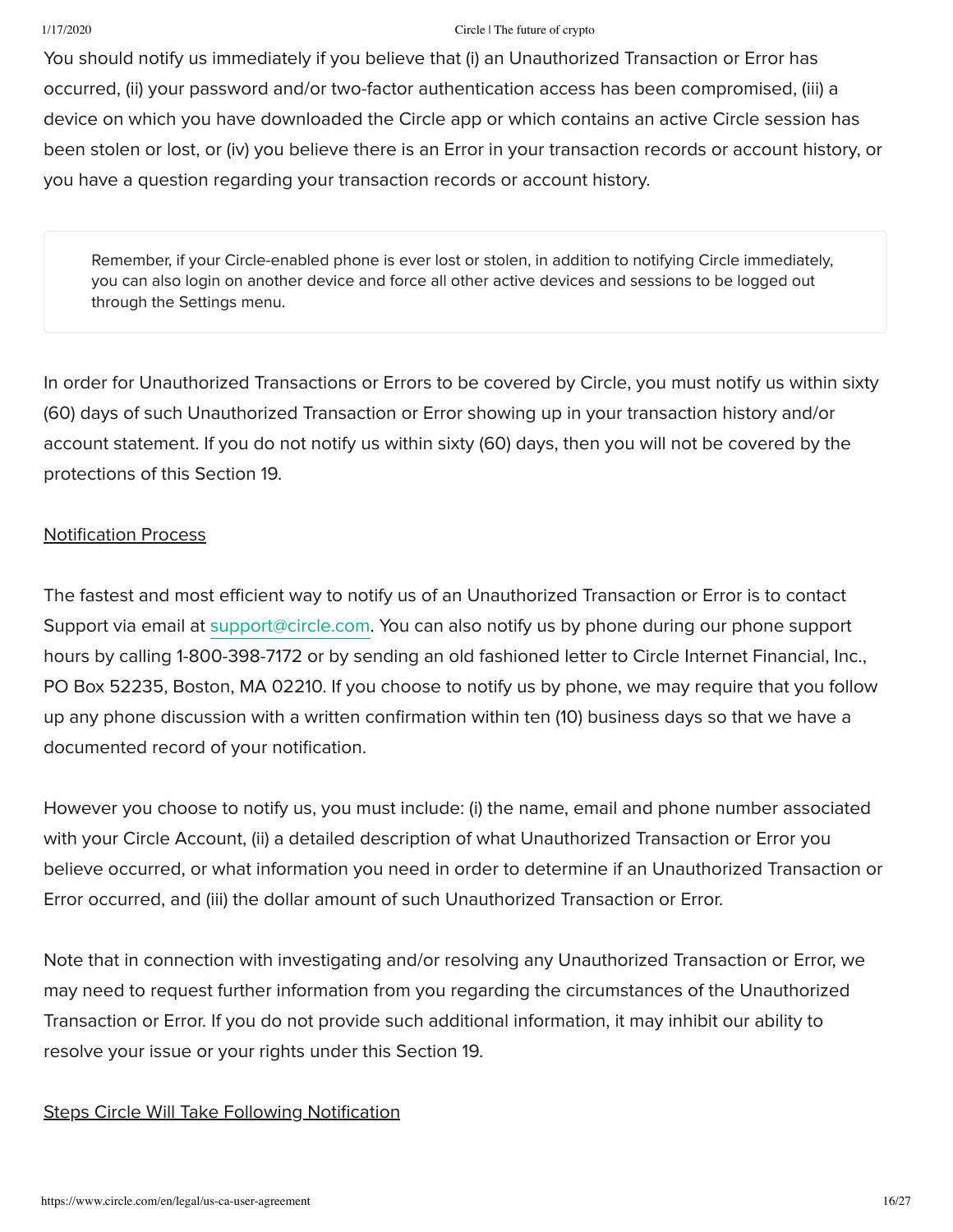You should notify us immediately if you believe that (i) an Unauthorized Transaction or Error has occurred, (ii) your password and/or two-factor authentication access has been compromised, (iii) a device on which you have downloaded the Circle app or which contains an active Circle session has been stolen or lost, or (iv) you believe there is an Error in your transaction records or account history, or you have a question regarding your transaction records or account history.

> Remember, if your Circle-enabled phone is ever lost or stolen, in addition to notifying Circle immediately, you can also login on another device and force all other active devices and sessions to be logged out through the Settings menu.

In order for Unauthorized Transactions or Errors to be covered by Circle, you must notify us within sixty (60) days of such Unauthorized Transaction or Error showing up in your transaction history and/or account statement. If you do not notify us within sixty (60) days, then you will not be covered by the protections of this Section 19.

Notification Process

The fastest and most efficient way to notify us of an Unauthorized Transaction or Error is to contact Support via email at support@circle.com. You can also notify us by phone during our phone support hours by calling 1-800-398-7172 or by sending an old fashioned letter to Circle Internet Financial, Inc., PO Box 52235, Boston, MA 02210. If you choose to notify us by phone, we may require that you follow up any phone discussion with a written confirmation within ten (10) business days so that we have a documented record of your notification.

However you choose to notify us, you must include: (i) the name, email and phone number associated with your Circle Account, (ii) a detailed description of what Unauthorized Transaction or Error you believe occurred, or what information you need in order to determine if an Unauthorized Transaction or Error occurred, and (iii) the dollar amount of such Unauthorized Transaction or Error.

Note that in connection with investigating and/or resolving any Unauthorized Transaction or Error, we may need to request further information from you regarding the circumstances of the Unauthorized Transaction or Error. If you do not provide such additional information, it may inhibit our ability to resolve your issue or your rights under this Section 19.

Steps Circle Will Take Following Notification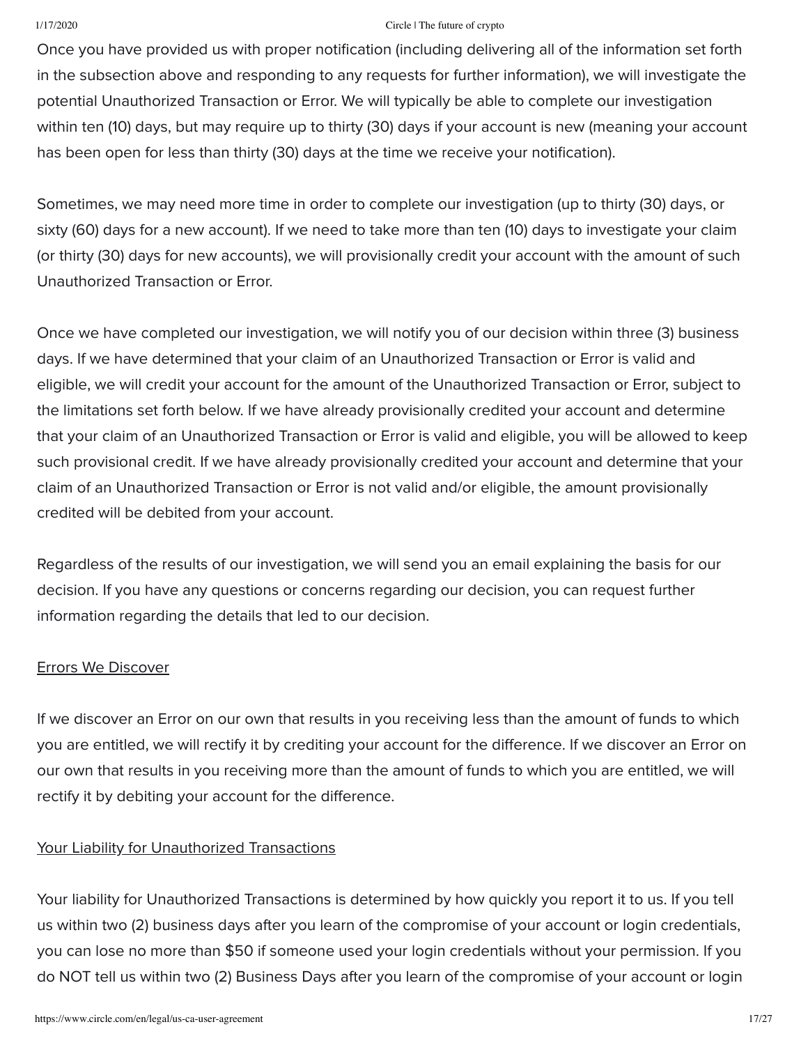Once you have provided us with proper notification (including delivering all of the information set forth in the subsection above and responding to any requests for further information), we will investigate the potential Unauthorized Transaction or Error. We will typically be able to complete our investigation within ten (10) days, but may require up to thirty (30) days if your account is new (meaning your account has been open for less than thirty (30) days at the time we receive your notification).

Sometimes, we may need more time in order to complete our investigation (up to thirty (30) days, or sixty (60) days for a new account). If we need to take more than ten (10) days to investigate your claim (or thirty (30) days for new accounts), we will provisionally credit your account with the amount of such Unauthorized Transaction or Error.

Once we have completed our investigation, we will notify you of our decision within three (3) business days. If we have determined that your claim of an Unauthorized Transaction or Error is valid and eligible, we will credit your account for the amount of the Unauthorized Transaction or Error, subject to the limitations set forth below. If we have already provisionally credited your account and determine that your claim of an Unauthorized Transaction or Error is valid and eligible, you will be allowed to keep such provisional credit. If we have already provisionally credited your account and determine that your claim of an Unauthorized Transaction or Error is not valid and/or eligible, the amount provisionally credited will be debited from your account.

Regardless of the results of our investigation, we will send you an email explaining the basis for our decision. If you have any questions or concerns regarding our decision, you can request further information regarding the details that led to our decision.

<u>Errors We Discover</u>

If we discover an Error on our own that results in you receiving less than the amount of funds to which you are entitled, we will rectify it by crediting your account for the difference. If we discover an Error on our own that results in you receiving more than the amount of funds to which you are entitled, we will rectify it by debiting your account for the difference.

<u>Your Liability for Unauthorized Transactions</u>

Your liability for Unauthorized Transactions is determined by how quickly you report it to us. If you tell us within two (2) business days after you learn of the compromise of your account or login credentials, you can lose no more than $50 if someone used your login credentials without your permission. If you do NOT tell us within two (2) Business Days after you learn of the compromise of your account or login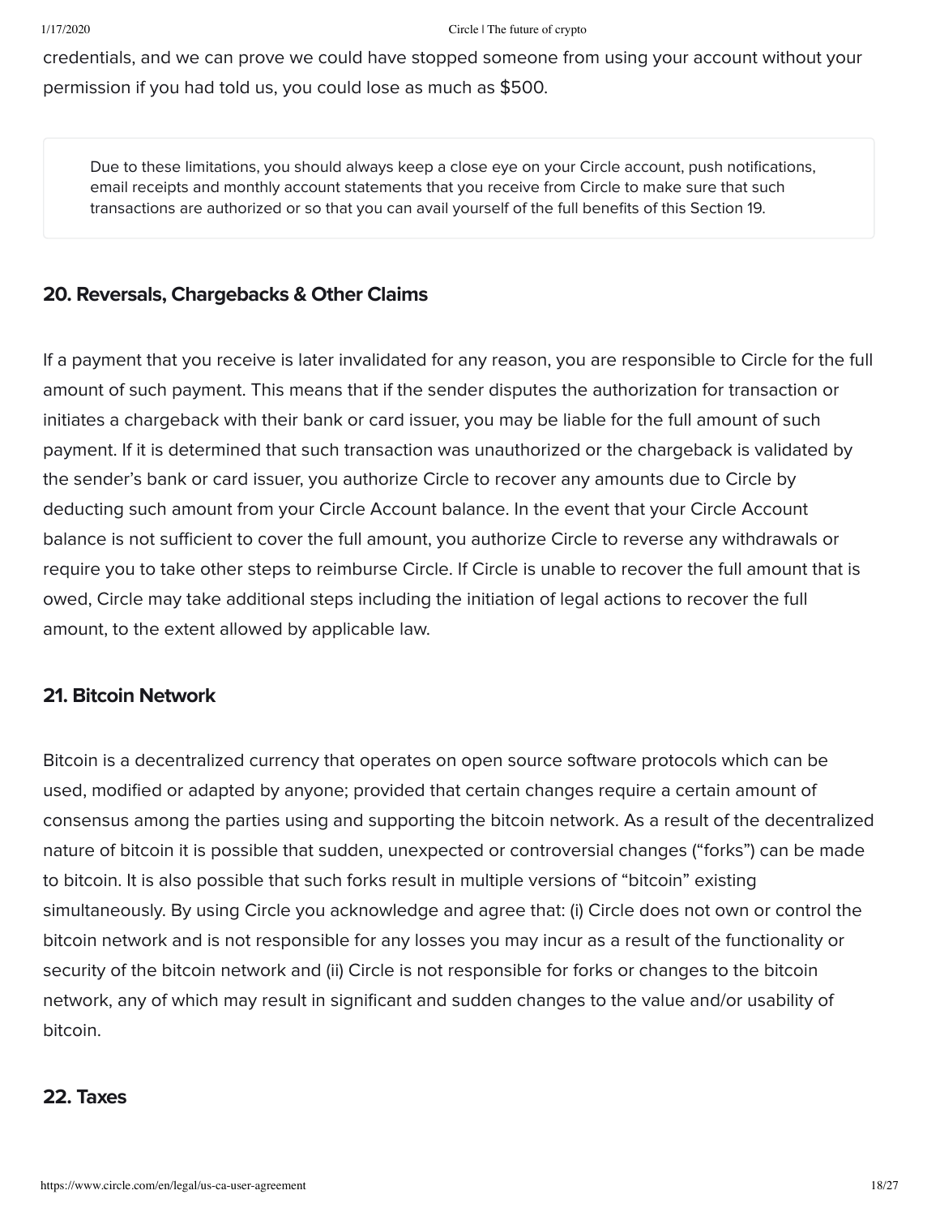credentials, and we can prove we could have stopped someone from using your account without your permission if you had told us, you could lose as much as $500.

> Due to these limitations, you should always keep a close eye on your Circle account, push notifications, email receipts and monthly account statements that you receive from Circle to make sure that such transactions are authorized or so that you can avail yourself of the full benefits of this Section 19.

### 20. Reversals, Chargebacks & Other Claims

If a payment that you receive is later invalidated for any reason, you are responsible to Circle for the full amount of such payment. This means that if the sender disputes the authorization for transaction or initiates a chargeback with their bank or card issuer, you may be liable for the full amount of such payment. If it is determined that such transaction was unauthorized or the chargeback is validated by the sender's bank or card issuer, you authorize Circle to recover any amounts due to Circle by deducting such amount from your Circle Account balance. In the event that your Circle Account balance is not sufficient to cover the full amount, you authorize Circle to reverse any withdrawals or require you to take other steps to reimburse Circle. If Circle is unable to recover the full amount that is owed, Circle may take additional steps including the initiation of legal actions to recover the full amount, to the extent allowed by applicable law.

### 21. Bitcoin Network

Bitcoin is a decentralized currency that operates on open source software protocols which can be used, modified or adapted by anyone; provided that certain changes require a certain amount of consensus among the parties using and supporting the bitcoin network. As a result of the decentralized nature of bitcoin it is possible that sudden, unexpected or controversial changes ("forks") can be made to bitcoin. It is also possible that such forks result in multiple versions of "bitcoin" existing simultaneously. By using Circle you acknowledge and agree that: (i) Circle does not own or control the bitcoin network and is not responsible for any losses you may incur as a result of the functionality or security of the bitcoin network and (ii) Circle is not responsible for forks or changes to the bitcoin network, any of which may result in significant and sudden changes to the value and/or usability of bitcoin.

### 22. Taxes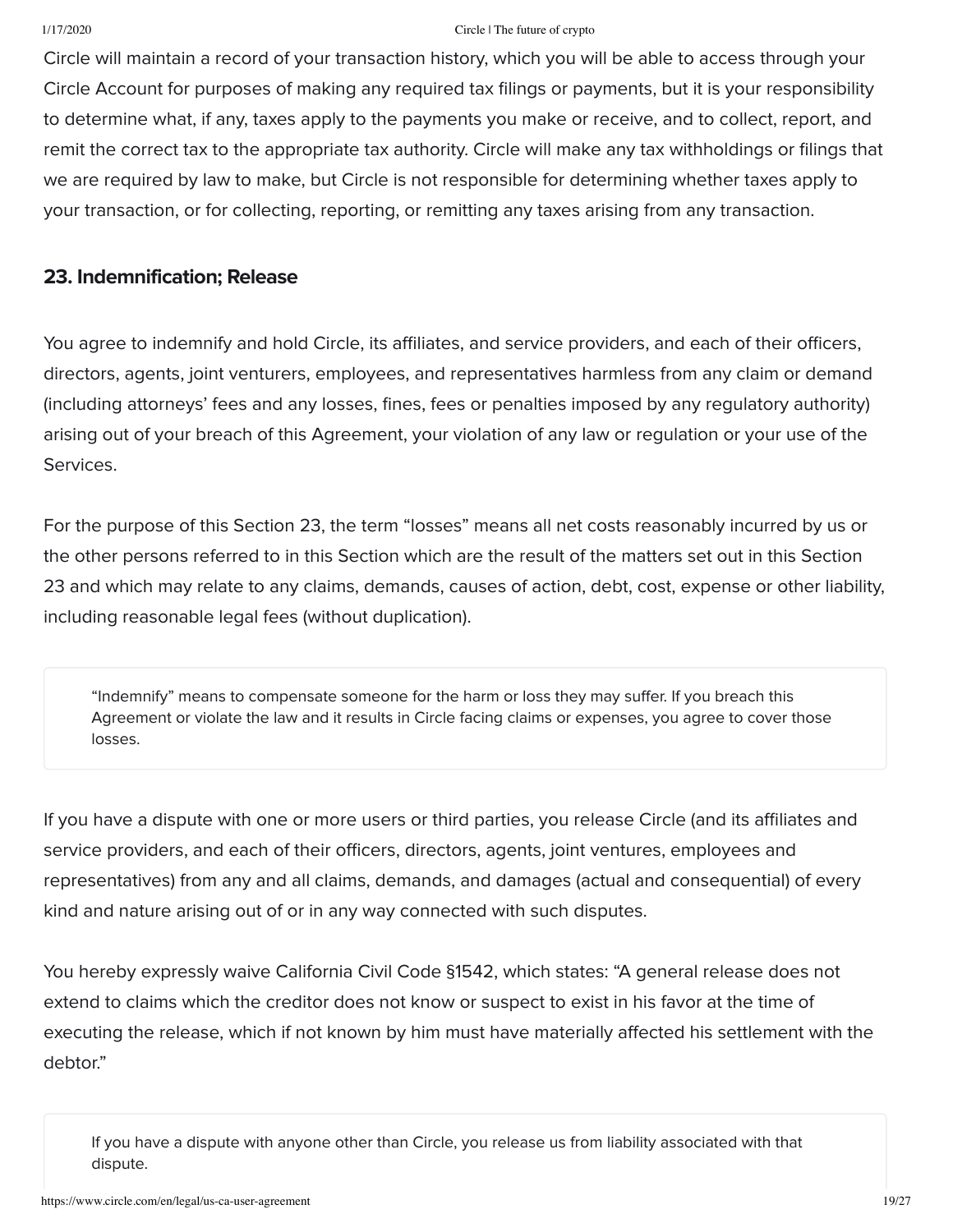Circle will maintain a record of your transaction history, which you will be able to access through your Circle Account for purposes of making any required tax filings or payments, but it is your responsibility to determine what, if any, taxes apply to the payments you make or receive, and to collect, report, and remit the correct tax to the appropriate tax authority. Circle will make any tax withholdings or filings that we are required by law to make, but Circle is not responsible for determining whether taxes apply to your transaction, or for collecting, reporting, or remitting any taxes arising from any transaction.

### 23. Indemnification; Release

You agree to indemnify and hold Circle, its affiliates, and service providers, and each of their officers, directors, agents, joint venturers, employees, and representatives harmless from any claim or demand (including attorneys' fees and any losses, fines, fees or penalties imposed by any regulatory authority) arising out of your breach of this Agreement, your violation of any law or regulation or your use of the Services.

For the purpose of this Section 23, the term "losses" means all net costs reasonably incurred by us or the other persons referred to in this Section which are the result of the matters set out in this Section 23 and which may relate to any claims, demands, causes of action, debt, cost, expense or other liability, including reasonable legal fees (without duplication).

> "Indemnify" means to compensate someone for the harm or loss they may suffer. If you breach this Agreement or violate the law and it results in Circle facing claims or expenses, you agree to cover those losses.

If you have a dispute with one or more users or third parties, you release Circle (and its affiliates and service providers, and each of their officers, directors, agents, joint ventures, employees and representatives) from any and all claims, demands, and damages (actual and consequential) of every kind and nature arising out of or in any way connected with such disputes.

You hereby expressly waive California Civil Code §1542, which states: "A general release does not extend to claims which the creditor does not know or suspect to exist in his favor at the time of executing the release, which if not known by him must have materially affected his settlement with the debtor."

> If you have a dispute with anyone other than Circle, you release us from liability associated with that dispute.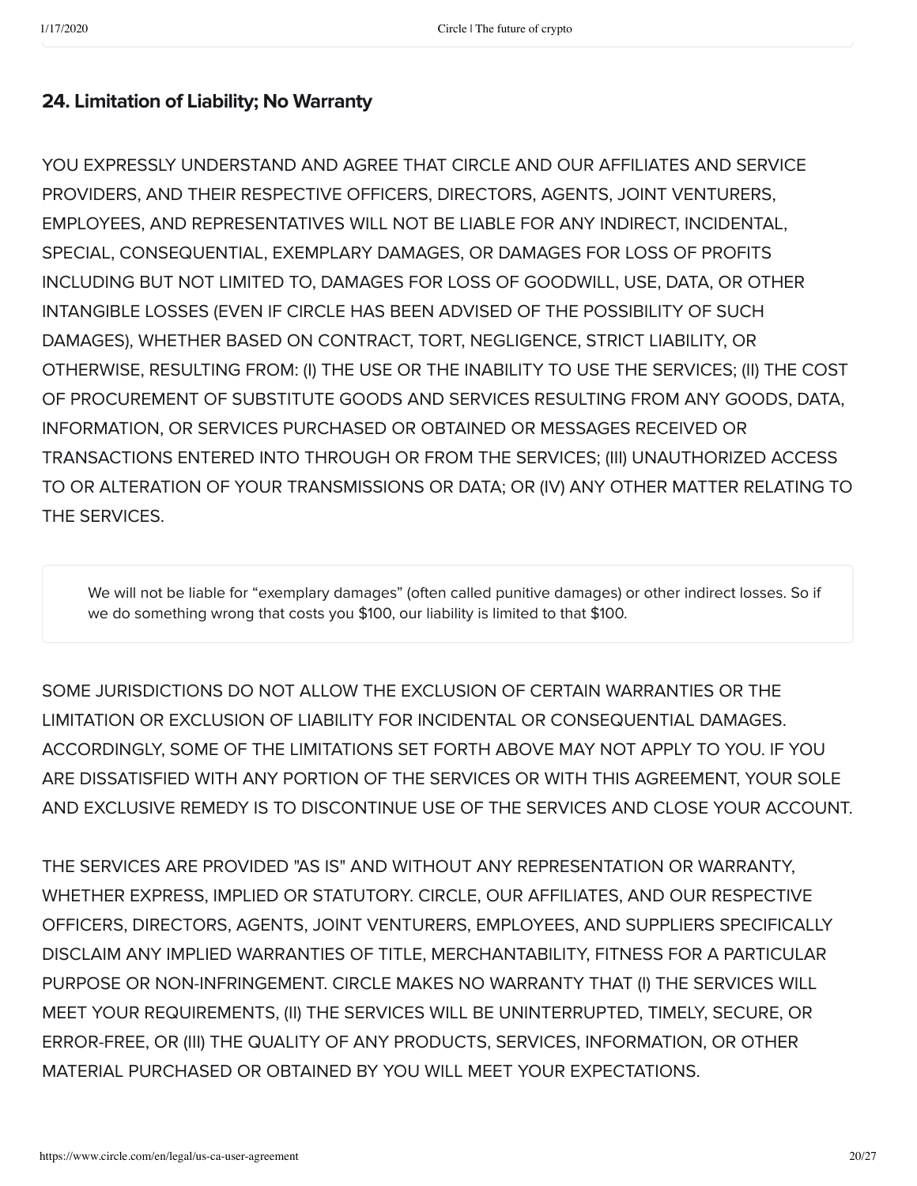## 24. Limitation of Liability; No Warranty

YOU EXPRESSLY UNDERSTAND AND AGREE THAT CIRCLE AND OUR AFFILIATES AND SERVICE PROVIDERS, AND THEIR RESPECTIVE OFFICERS, DIRECTORS, AGENTS, JOINT VENTURERS, EMPLOYEES, AND REPRESENTATIVES WILL NOT BE LIABLE FOR ANY INDIRECT, INCIDENTAL, SPECIAL, CONSEQUENTIAL, EXEMPLARY DAMAGES, OR DAMAGES FOR LOSS OF PROFITS INCLUDING BUT NOT LIMITED TO, DAMAGES FOR LOSS OF GOODWILL, USE, DATA, OR OTHER INTANGIBLE LOSSES (EVEN IF CIRCLE HAS BEEN ADVISED OF THE POSSIBILITY OF SUCH DAMAGES), WHETHER BASED ON CONTRACT, TORT, NEGLIGENCE, STRICT LIABILITY, OR OTHERWISE, RESULTING FROM: (I) THE USE OR THE INABILITY TO USE THE SERVICES; (II) THE COST OF PROCUREMENT OF SUBSTITUTE GOODS AND SERVICES RESULTING FROM ANY GOODS, DATA, INFORMATION, OR SERVICES PURCHASED OR OBTAINED OR MESSAGES RECEIVED OR TRANSACTIONS ENTERED INTO THROUGH OR FROM THE SERVICES; (III) UNAUTHORIZED ACCESS TO OR ALTERATION OF YOUR TRANSMISSIONS OR DATA; OR (IV) ANY OTHER MATTER RELATING TO THE SERVICES.

> We will not be liable for “exemplary damages” (often called punitive damages) or other indirect losses. So if we do something wrong that costs you $100, our liability is limited to that $100.

SOME JURISDICTIONS DO NOT ALLOW THE EXCLUSION OF CERTAIN WARRANTIES OR THE LIMITATION OR EXCLUSION OF LIABILITY FOR INCIDENTAL OR CONSEQUENTIAL DAMAGES. ACCORDINGLY, SOME OF THE LIMITATIONS SET FORTH ABOVE MAY NOT APPLY TO YOU. IF YOU ARE DISSATISFIED WITH ANY PORTION OF THE SERVICES OR WITH THIS AGREEMENT, YOUR SOLE AND EXCLUSIVE REMEDY IS TO DISCONTINUE USE OF THE SERVICES AND CLOSE YOUR ACCOUNT.

THE SERVICES ARE PROVIDED "AS IS" AND WITHOUT ANY REPRESENTATION OR WARRANTY, WHETHER EXPRESS, IMPLIED OR STATUTORY. CIRCLE, OUR AFFILIATES, AND OUR RESPECTIVE OFFICERS, DIRECTORS, AGENTS, JOINT VENTURERS, EMPLOYEES, AND SUPPLIERS SPECIFICALLY DISCLAIM ANY IMPLIED WARRANTIES OF TITLE, MERCHANTABILITY, FITNESS FOR A PARTICULAR PURPOSE OR NON-INFRINGEMENT. CIRCLE MAKES NO WARRANTY THAT (I) THE SERVICES WILL MEET YOUR REQUIREMENTS, (II) THE SERVICES WILL BE UNINTERRUPTED, TIMELY, SECURE, OR ERROR-FREE, OR (III) THE QUALITY OF ANY PRODUCTS, SERVICES, INFORMATION, OR OTHER MATERIAL PURCHASED OR OBTAINED BY YOU WILL MEET YOUR EXPECTATIONS.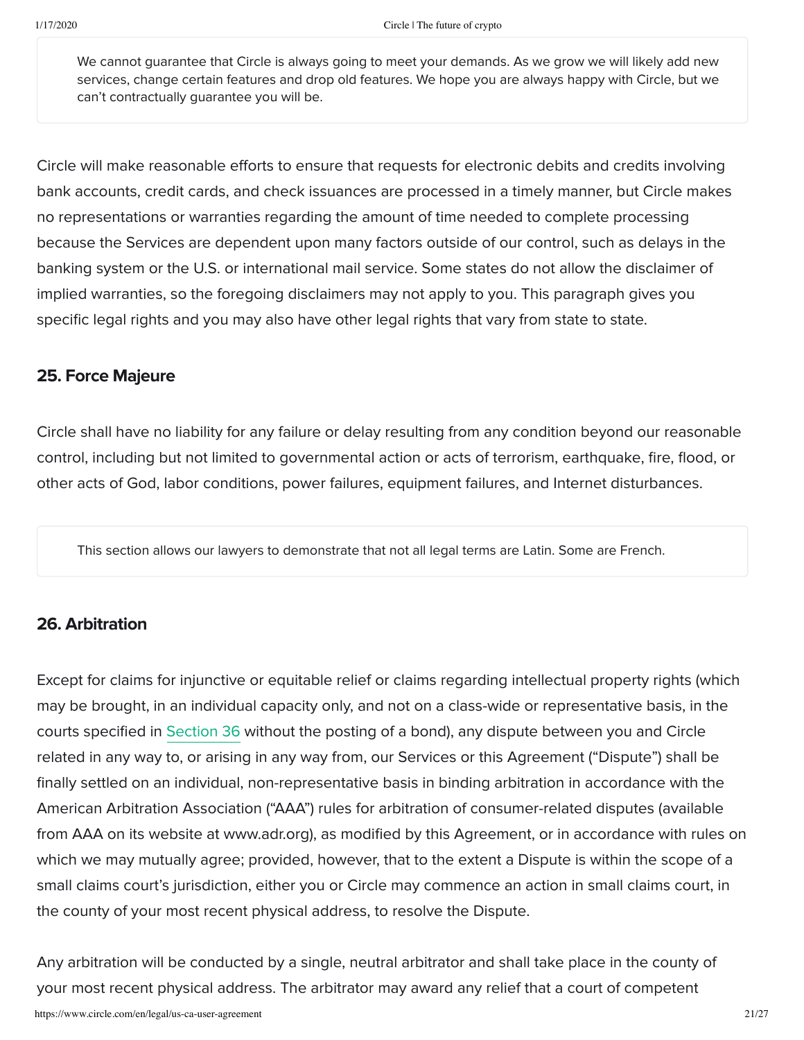> We cannot guarantee that Circle is always going to meet your demands. As we grow we will likely add new services, change certain features and drop old features. We hope you are always happy with Circle, but we can't contractually guarantee you will be.

Circle will make reasonable efforts to ensure that requests for electronic debits and credits involving bank accounts, credit cards, and check issuances are processed in a timely manner, but Circle makes no representations or warranties regarding the amount of time needed to complete processing because the Services are dependent upon many factors outside of our control, such as delays in the banking system or the U.S. or international mail service. Some states do not allow the disclaimer of implied warranties, so the foregoing disclaimers may not apply to you. This paragraph gives you specific legal rights and you may also have other legal rights that vary from state to state.

### 25. Force Majeure

Circle shall have no liability for any failure or delay resulting from any condition beyond our reasonable control, including but not limited to governmental action or acts of terrorism, earthquake, fire, flood, or other acts of God, labor conditions, power failures, equipment failures, and Internet disturbances.

> This section allows our lawyers to demonstrate that not all legal terms are Latin. Some are French.

### 26. Arbitration

Except for claims for injunctive or equitable relief or claims regarding intellectual property rights (which may be brought, in an individual capacity only, and not on a class-wide or representative basis, in the courts specified in Section 36 without the posting of a bond), any dispute between you and Circle related in any way to, or arising in any way from, our Services or this Agreement ("Dispute") shall be finally settled on an individual, non-representative basis in binding arbitration in accordance with the American Arbitration Association ("AAA") rules for arbitration of consumer-related disputes (available from AAA on its website at www.adr.org), as modified by this Agreement, or in accordance with rules on which we may mutually agree; provided, however, that to the extent a Dispute is within the scope of a small claims court's jurisdiction, either you or Circle may commence an action in small claims court, in the county of your most recent physical address, to resolve the Dispute.

Any arbitration will be conducted by a single, neutral arbitrator and shall take place in the county of your most recent physical address. The arbitrator may award any relief that a court of competent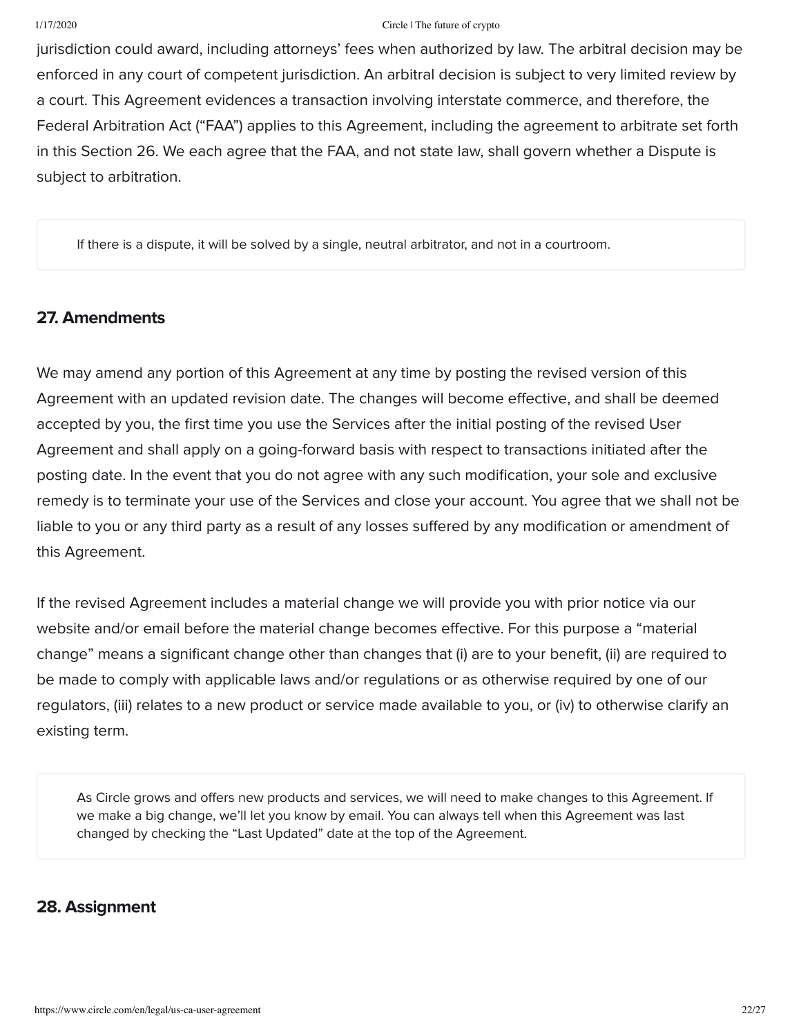jurisdiction could award, including attorneys' fees when authorized by law. The arbitral decision may be enforced in any court of competent jurisdiction. An arbitral decision is subject to very limited review by a court. This Agreement evidences a transaction involving interstate commerce, and therefore, the Federal Arbitration Act ("FAA") applies to this Agreement, including the agreement to arbitrate set forth in this Section 26. We each agree that the FAA, and not state law, shall govern whether a Dispute is subject to arbitration.

> If there is a dispute, it will be solved by a single, neutral arbitrator, and not in a courtroom.

## 27. Amendments

We may amend any portion of this Agreement at any time by posting the revised version of this Agreement with an updated revision date. The changes will become effective, and shall be deemed accepted by you, the first time you use the Services after the initial posting of the revised User Agreement and shall apply on a going-forward basis with respect to transactions initiated after the posting date. In the event that you do not agree with any such modification, your sole and exclusive remedy is to terminate your use of the Services and close your account. You agree that we shall not be liable to you or any third party as a result of any losses suffered by any modification or amendment of this Agreement.

If the revised Agreement includes a material change we will provide you with prior notice via our website and/or email before the material change becomes effective. For this purpose a "material change" means a significant change other than changes that (i) are to your benefit, (ii) are required to be made to comply with applicable laws and/or regulations or as otherwise required by one of our regulators, (iii) relates to a new product or service made available to you, or (iv) to otherwise clarify an existing term.

> As Circle grows and offers new products and services, we will need to make changes to this Agreement. If we make a big change, we'll let you know by email. You can always tell when this Agreement was last changed by checking the "Last Updated" date at the top of the Agreement.

## 28. Assignment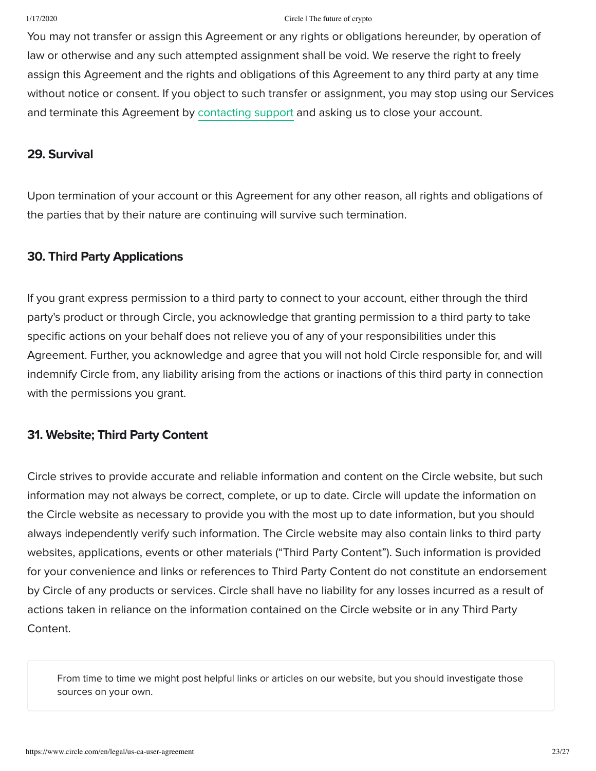You may not transfer or assign this Agreement or any rights or obligations hereunder, by operation of law or otherwise and any such attempted assignment shall be void. We reserve the right to freely assign this Agreement and the rights and obligations of this Agreement to any third party at any time without notice or consent. If you object to such transfer or assignment, you may stop using our Services and terminate this Agreement by contacting support and asking us to close your account.

### 29. Survival

Upon termination of your account or this Agreement for any other reason, all rights and obligations of the parties that by their nature are continuing will survive such termination.

### 30. Third Party Applications

If you grant express permission to a third party to connect to your account, either through the third party's product or through Circle, you acknowledge that granting permission to a third party to take specific actions on your behalf does not relieve you of any of your responsibilities under this Agreement. Further, you acknowledge and agree that you will not hold Circle responsible for, and will indemnify Circle from, any liability arising from the actions or inactions of this third party in connection with the permissions you grant.

### 31. Website; Third Party Content

Circle strives to provide accurate and reliable information and content on the Circle website, but such information may not always be correct, complete, or up to date. Circle will update the information on the Circle website as necessary to provide you with the most up to date information, but you should always independently verify such information. The Circle website may also contain links to third party websites, applications, events or other materials ("Third Party Content"). Such information is provided for your convenience and links or references to Third Party Content do not constitute an endorsement by Circle of any products or services. Circle shall have no liability for any losses incurred as a result of actions taken in reliance on the information contained on the Circle website or in any Third Party Content.

> From time to time we might post helpful links or articles on our website, but you should investigate those sources on your own.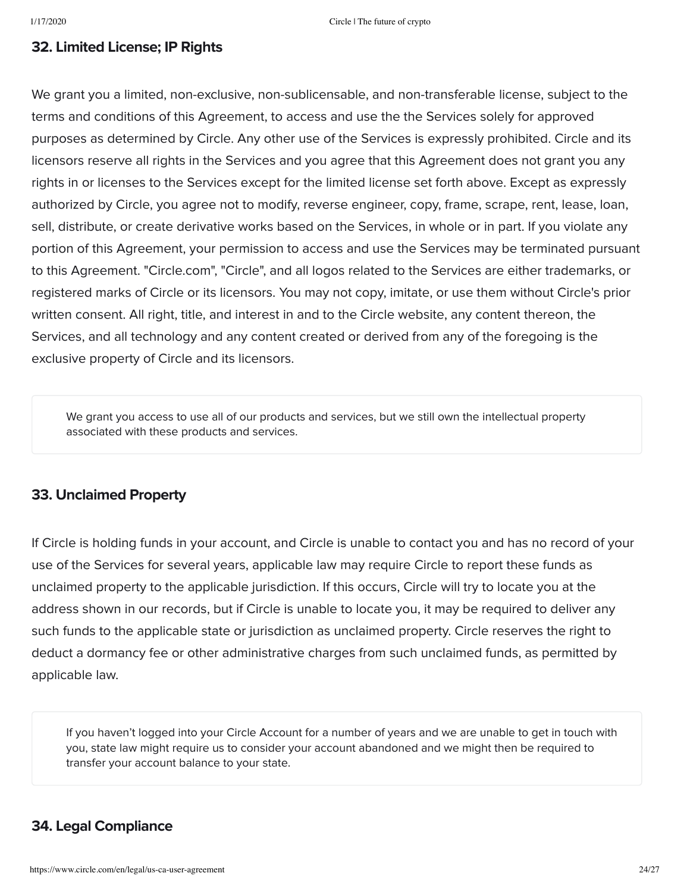## 32. Limited License; IP Rights

We grant you a limited, non-exclusive, non-sublicensable, and non-transferable license, subject to the terms and conditions of this Agreement, to access and use the the Services solely for approved purposes as determined by Circle. Any other use of the Services is expressly prohibited. Circle and its licensors reserve all rights in the Services and you agree that this Agreement does not grant you any rights in or licenses to the Services except for the limited license set forth above. Except as expressly authorized by Circle, you agree not to modify, reverse engineer, copy, frame, scrape, rent, lease, loan, sell, distribute, or create derivative works based on the Services, in whole or in part. If you violate any portion of this Agreement, your permission to access and use the Services may be terminated pursuant to this Agreement. "Circle.com", "Circle", and all logos related to the Services are either trademarks, or registered marks of Circle or its licensors. You may not copy, imitate, or use them without Circle's prior written consent. All right, title, and interest in and to the Circle website, any content thereon, the Services, and all technology and any content created or derived from any of the foregoing is the exclusive property of Circle and its licensors.

> We grant you access to use all of our products and services, but we still own the intellectual property associated with these products and services.

## 33. Unclaimed Property

If Circle is holding funds in your account, and Circle is unable to contact you and has no record of your use of the Services for several years, applicable law may require Circle to report these funds as unclaimed property to the applicable jurisdiction. If this occurs, Circle will try to locate you at the address shown in our records, but if Circle is unable to locate you, it may be required to deliver any such funds to the applicable state or jurisdiction as unclaimed property. Circle reserves the right to deduct a dormancy fee or other administrative charges from such unclaimed funds, as permitted by applicable law.

> If you haven't logged into your Circle Account for a number of years and we are unable to get in touch with you, state law might require us to consider your account abandoned and we might then be required to transfer your account balance to your state.

## 34. Legal Compliance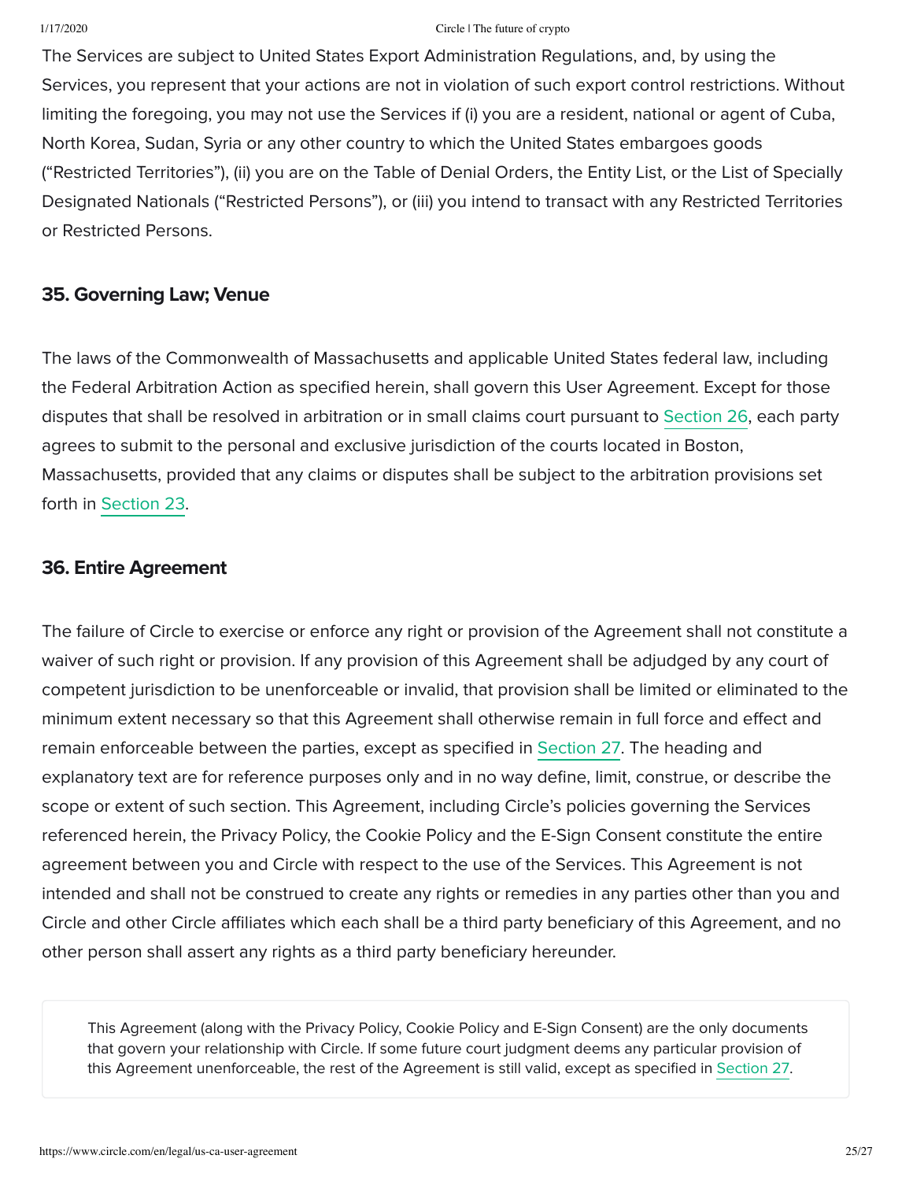The Services are subject to United States Export Administration Regulations, and, by using the Services, you represent that your actions are not in violation of such export control restrictions. Without limiting the foregoing, you may not use the Services if (i) you are a resident, national or agent of Cuba, North Korea, Sudan, Syria or any other country to which the United States embargoes goods ("Restricted Territories"), (ii) you are on the Table of Denial Orders, the Entity List, or the List of Specially Designated Nationals ("Restricted Persons"), or (iii) you intend to transact with any Restricted Territories or Restricted Persons.

### 35. Governing Law; Venue

The laws of the Commonwealth of Massachusetts and applicable United States federal law, including the Federal Arbitration Action as specified herein, shall govern this User Agreement. Except for those disputes that shall be resolved in arbitration or in small claims court pursuant to Section 26, each party agrees to submit to the personal and exclusive jurisdiction of the courts located in Boston, Massachusetts, provided that any claims or disputes shall be subject to the arbitration provisions set forth in Section 23.

### 36. Entire Agreement

The failure of Circle to exercise or enforce any right or provision of the Agreement shall not constitute a waiver of such right or provision. If any provision of this Agreement shall be adjudged by any court of competent jurisdiction to be unenforceable or invalid, that provision shall be limited or eliminated to the minimum extent necessary so that this Agreement shall otherwise remain in full force and effect and remain enforceable between the parties, except as specified in Section 27. The heading and explanatory text are for reference purposes only and in no way define, limit, construe, or describe the scope or extent of such section. This Agreement, including Circle's policies governing the Services referenced herein, the Privacy Policy, the Cookie Policy and the E-Sign Consent constitute the entire agreement between you and Circle with respect to the use of the Services. This Agreement is not intended and shall not be construed to create any rights or remedies in any parties other than you and Circle and other Circle affiliates which each shall be a third party beneficiary of this Agreement, and no other person shall assert any rights as a third party beneficiary hereunder.

> This Agreement (along with the Privacy Policy, Cookie Policy and E-Sign Consent) are the only documents that govern your relationship with Circle. If some future court judgment deems any particular provision of this Agreement unenforceable, the rest of the Agreement is still valid, except as specified in Section 27.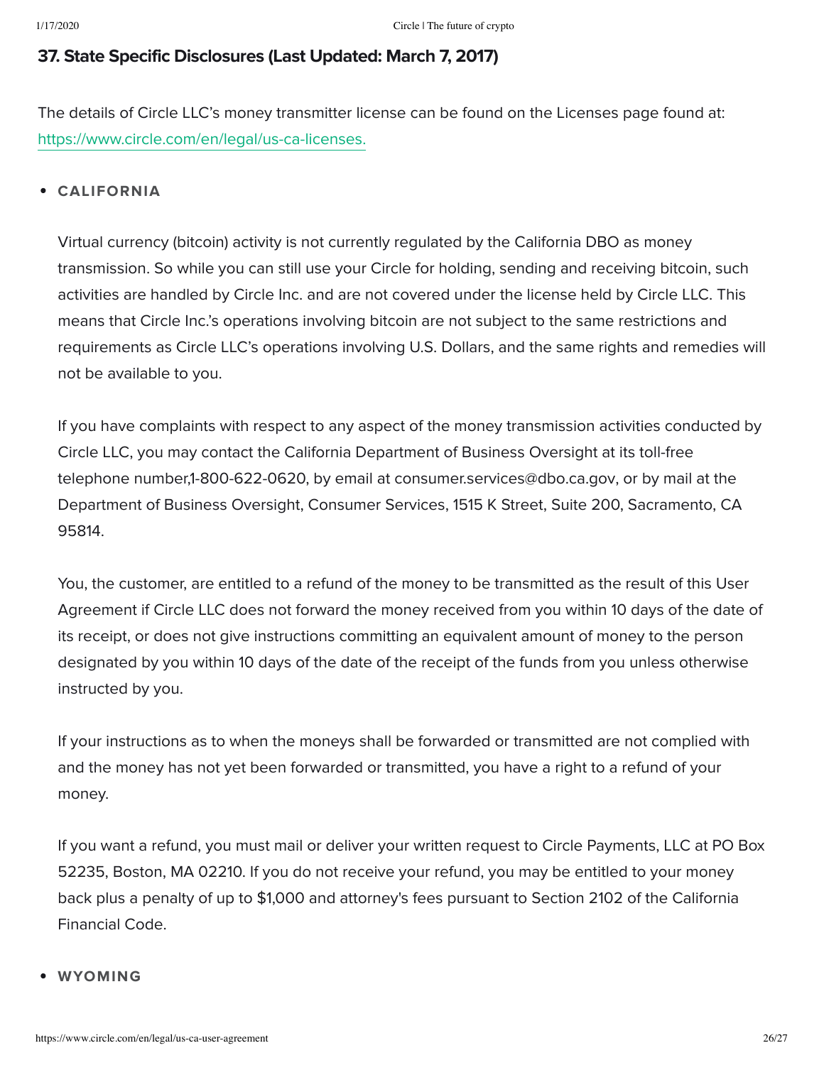## 37. State Specific Disclosures (Last Updated: March 7, 2017)

The details of Circle LLC's money transmitter license can be found on the Licenses page found at: [https://www.circle.com/en/legal/us-ca-licenses.](https://www.circle.com/en/legal/us-ca-licenses)

- **CALIFORNIA**

  Virtual currency (bitcoin) activity is not currently regulated by the California DBO as money transmission. So while you can still use your Circle for holding, sending and receiving bitcoin, such activities are handled by Circle Inc. and are not covered under the license held by Circle LLC. This means that Circle Inc.'s operations involving bitcoin are not subject to the same restrictions and requirements as Circle LLC's operations involving U.S. Dollars, and the same rights and remedies will not be available to you.

  If you have complaints with respect to any aspect of the money transmission activities conducted by Circle LLC, you may contact the California Department of Business Oversight at its toll-free telephone number,1-800-622-0620, by email at consumer.services@dbo.ca.gov, or by mail at the Department of Business Oversight, Consumer Services, 1515 K Street, Suite 200, Sacramento, CA 95814.

  You, the customer, are entitled to a refund of the money to be transmitted as the result of this User Agreement if Circle LLC does not forward the money received from you within 10 days of the date of its receipt, or does not give instructions committing an equivalent amount of money to the person designated by you within 10 days of the date of the receipt of the funds from you unless otherwise instructed by you.

  If your instructions as to when the moneys shall be forwarded or transmitted are not complied with and the money has not yet been forwarded or transmitted, you have a right to a refund of your money.

  If you want a refund, you must mail or deliver your written request to Circle Payments, LLC at PO Box 52235, Boston, MA 02210. If you do not receive your refund, you may be entitled to your money back plus a penalty of up to $1,000 and attorney's fees pursuant to Section 2102 of the California Financial Code.

- **WYOMING**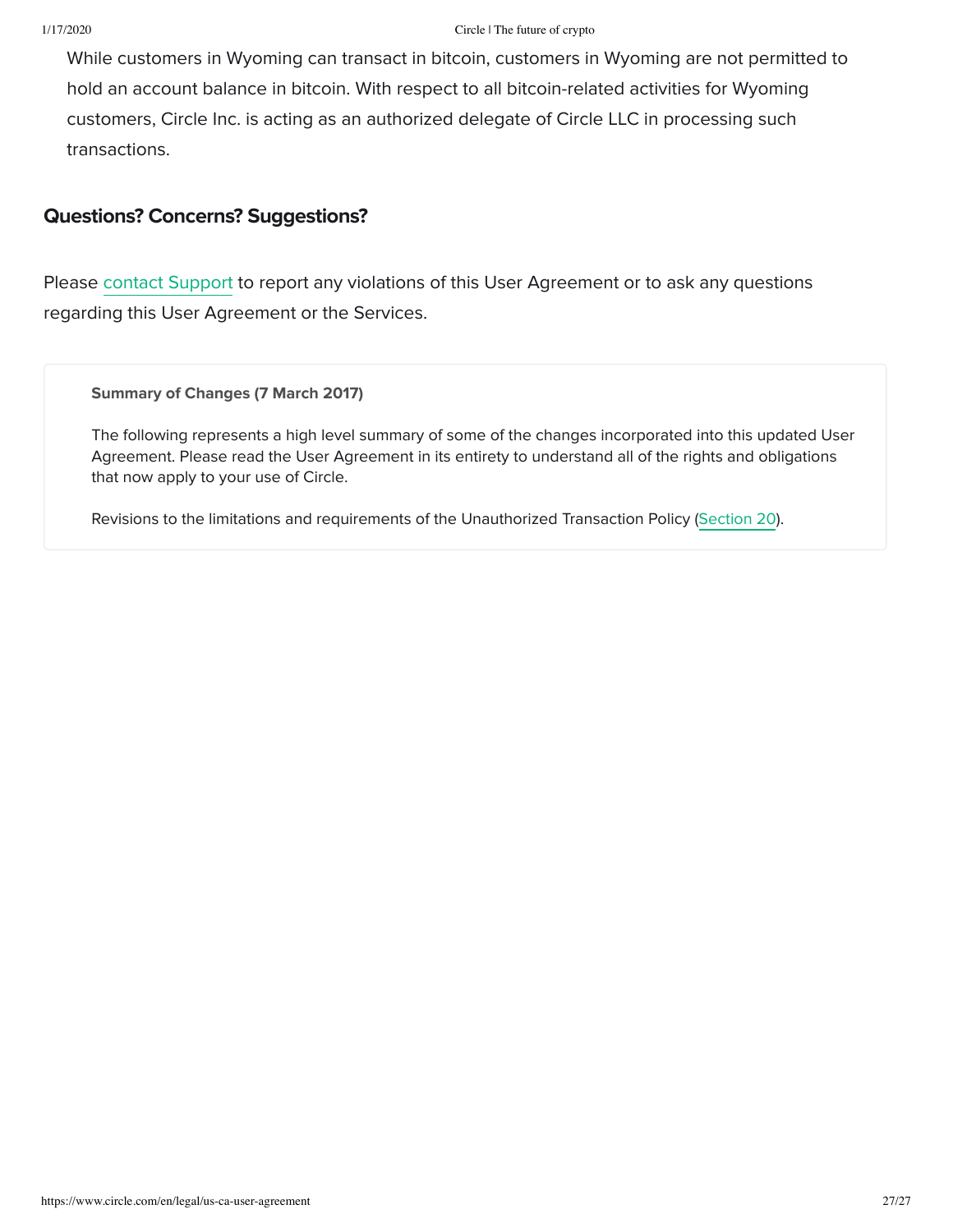While customers in Wyoming can transact in bitcoin, customers in Wyoming are not permitted to hold an account balance in bitcoin. With respect to all bitcoin-related activities for Wyoming customers, Circle Inc. is acting as an authorized delegate of Circle LLC in processing such transactions.

## Questions? Concerns? Suggestions?

Please contact Support to report any violations of this User Agreement or to ask any questions regarding this User Agreement or the Services.

**Summary of Changes (7 March 2017)**

The following represents a high level summary of some of the changes incorporated into this updated User Agreement. Please read the User Agreement in its entirety to understand all of the rights and obligations that now apply to your use of Circle.

Revisions to the limitations and requirements of the Unauthorized Transaction Policy (Section 20).